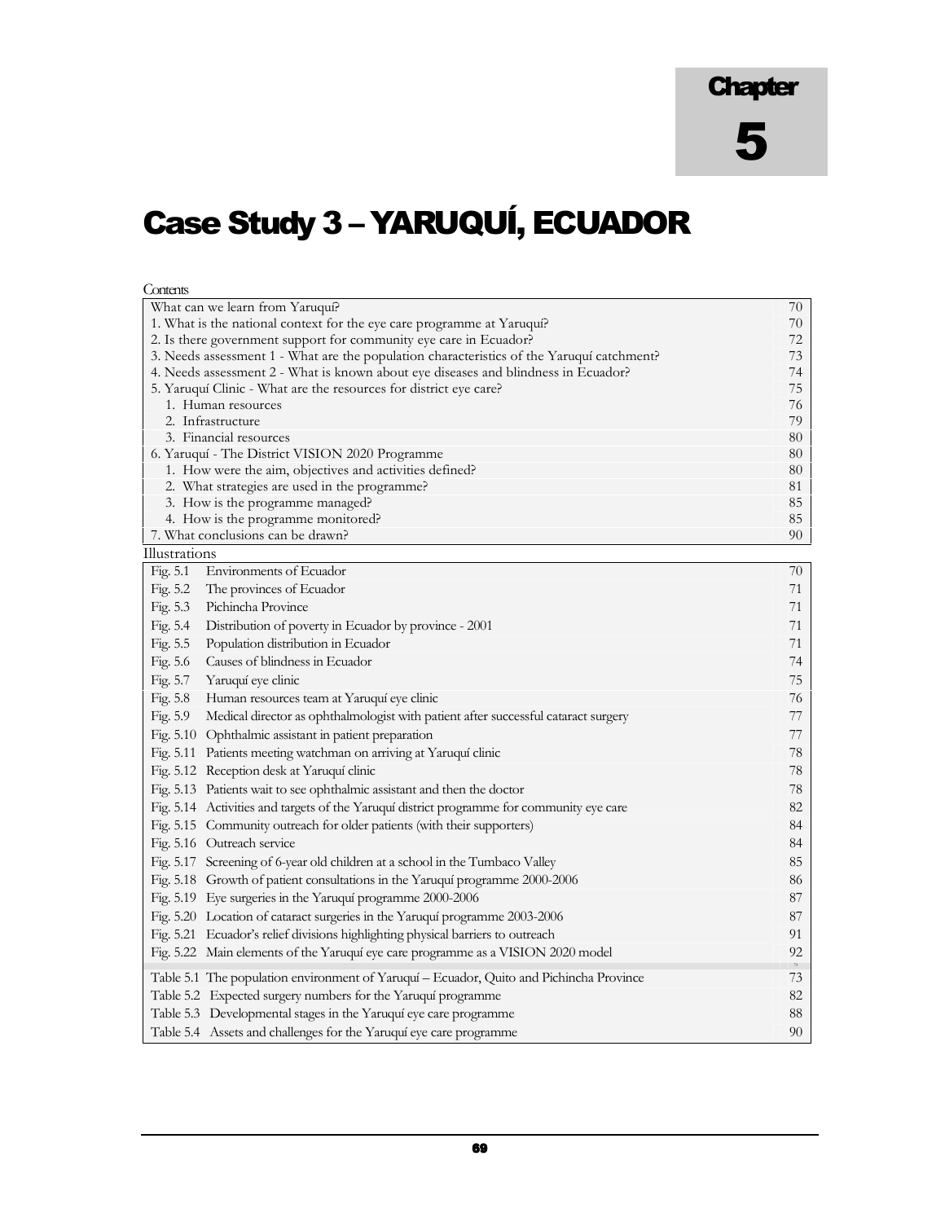# Chapter 5

# Case Study 3 – YARUQUÍ, ECUADOR

Contents

| | |
|---|---|
| What can we learn from Yaruquí? | 70 |
| 1. What is the national context for the eye care programme at Yaruquí? | 70 |
| 2. Is there government support for community eye care in Ecuador? | 72 |
| 3. Needs assessment 1 - What are the population characteristics of the Yaruquí catchment? | 73 |
| 4. Needs assessment 2 - What is known about eye diseases and blindness in Ecuador? | 74 |
| 5. Yaruquí Clinic - What are the resources for district eye care? | 75 |
| 1. Human resources | 76 |
| 2. Infrastructure | 79 |
| 3. Financial resources | 80 |
| 6. Yaruquí - The District VISION 2020 Programme | 80 |
| 1. How were the aim, objectives and activities defined? | 80 |
| 2. What strategies are used in the programme? | 81 |
| 3. How is the programme managed? | 85 |
| 4. How is the programme monitored? | 85 |
| 7. What conclusions can be drawn? | 90 |

Illustrations

| | | |
|---|---|---|
| Fig. 5.1 | Environments of Ecuador | 70 |
| Fig. 5.2 | The provinces of Ecuador | 71 |
| Fig. 5.3 | Pichincha Province | 71 |
| Fig. 5.4 | Distribution of poverty in Ecuador by province - 2001 | 71 |
| Fig. 5.5 | Population distribution in Ecuador | 71 |
| Fig. 5.6 | Causes of blindness in Ecuador | 74 |
| Fig. 5.7 | Yaruquí eye clinic | 75 |
| Fig. 5.8 | Human resources team at Yaruquí eye clinic | 76 |
| Fig. 5.9 | Medical director as ophthalmologist with patient after successful cataract surgery | 77 |
| Fig. 5.10 | Ophthalmic assistant in patient preparation | 77 |
| Fig. 5.11 | Patients meeting watchman on arriving at Yaruquí clinic | 78 |
| Fig. 5.12 | Reception desk at Yaruquí clinic | 78 |
| Fig. 5.13 | Patients wait to see ophthalmic assistant and then the doctor | 78 |
| Fig. 5.14 | Activities and targets of the Yaruquí district programme for community eye care | 82 |
| Fig. 5.15 | Community outreach for older patients (with their supporters) | 84 |
| Fig. 5.16 | Outreach service | 84 |
| Fig. 5.17 | Screening of 6-year old children at a school in the Tumbaco Valley | 85 |
| Fig. 5.18 | Growth of patient consultations in the Yaruquí programme 2000-2006 | 86 |
| Fig. 5.19 | Eye surgeries in the Yaruquí programme 2000-2006 | 87 |
| Fig. 5.20 | Location of cataract surgeries in the Yaruquí programme 2003-2006 | 87 |
| Fig. 5.21 | Ecuador's relief divisions highlighting physical barriers to outreach | 91 |
| Fig. 5.22 | Main elements of the Yaruquí eye care programme as a VISION 2020 model | 92 |
| Table 5.1 | The population environment of Yaruquí – Ecuador, Quito and Pichincha Province | 73 |
| Table 5.2 | Expected surgery numbers for the Yaruquí programme | 82 |
| Table 5.3 | Developmental stages in the Yaruquí eye care programme | 88 |
| Table 5.4 | Assets and challenges for the Yaruquí eye care programme | 90 |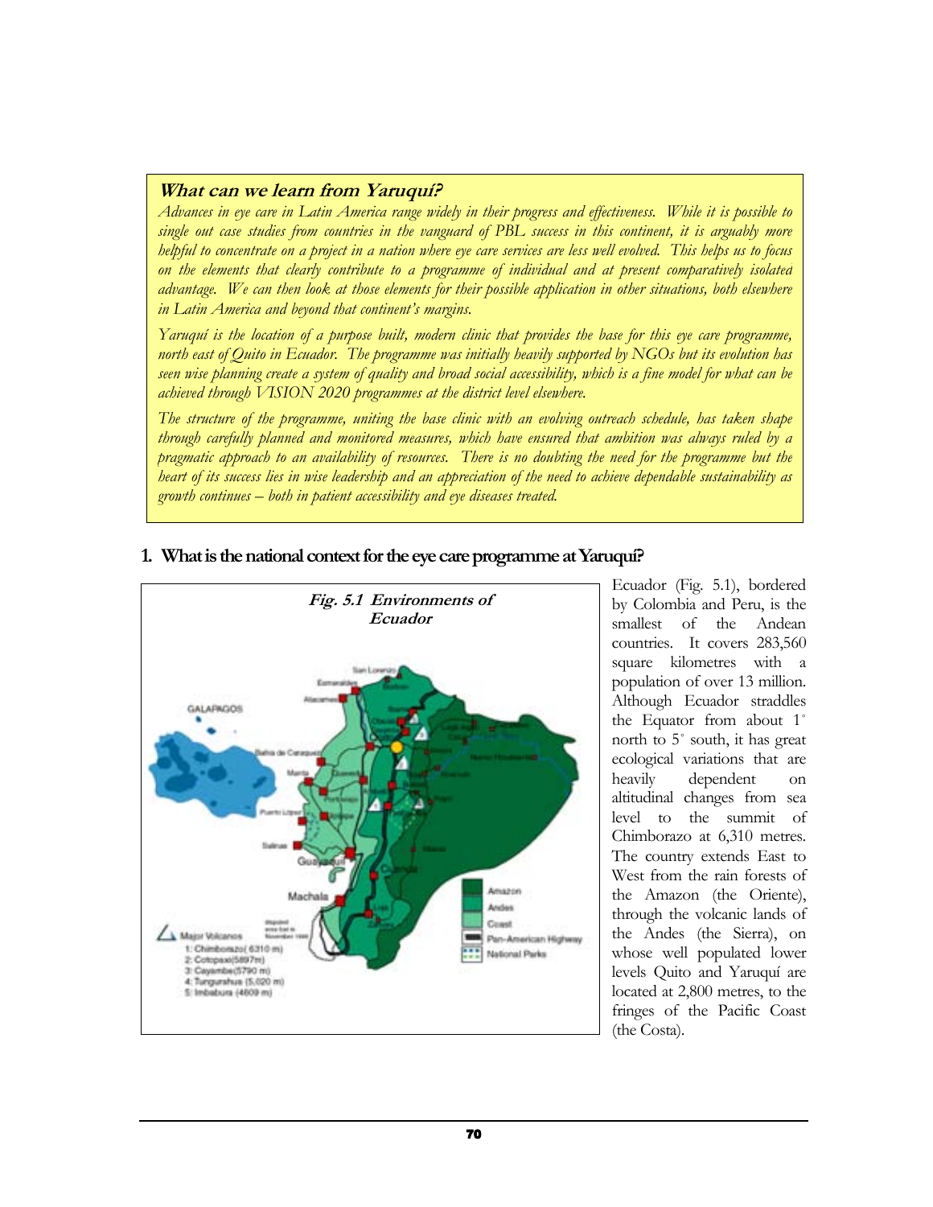## What can we learn from Yaruquí?

*Advances in eye care in Latin America range widely in their progress and effectiveness. While it is possible to single out case studies from countries in the vanguard of PBL success in this continent, it is arguably more helpful to concentrate on a project in a nation where eye care services are less well evolved. This helps us to focus on the elements that clearly contribute to a programme of individual and at present comparatively isolated advantage. We can then look at those elements for their possible application in other situations, both elsewhere in Latin America and beyond that continent's margins.*

*Yaruquí is the location of a purpose built, modern clinic that provides the base for this eye care programme, north east of Quito in Ecuador. The programme was initially heavily supported by NGOs but its evolution has seen wise planning create a system of quality and broad social accessibility, which is a fine model for what can be achieved through VISION 2020 programmes at the district level elsewhere.*

*The structure of the programme, uniting the base clinic with an evolving outreach schedule, has taken shape through carefully planned and monitored measures, which have ensured that ambition was always ruled by a pragmatic approach to an availability of resources. There is no doubting the need for the programme but the heart of its success lies in wise leadership and an appreciation of the need to achieve dependable sustainability as growth continues – both in patient accessibility and eye diseases treated.*

### 1. What is the national context for the eye care programme at Yaruquí?

**Fig. 5.1 Environments of Ecuador**

Ecuador (Fig. 5.1), bordered by Colombia and Peru, is the smallest of the Andean countries. It covers 283,560 square kilometres with a population of over 13 million. Although Ecuador straddles the Equator from about 1˚ north to 5˚ south, it has great ecological variations that are heavily dependent on altitudinal changes from sea level to the summit of Chimborazo at 6,310 metres. The country extends East to West from the rain forests of the Amazon (the Oriente), through the volcanic lands of the Andes (the Sierra), on whose well populated lower levels Quito and Yaruquí are located at 2,800 metres, to the fringes of the Pacific Coast (the Costa).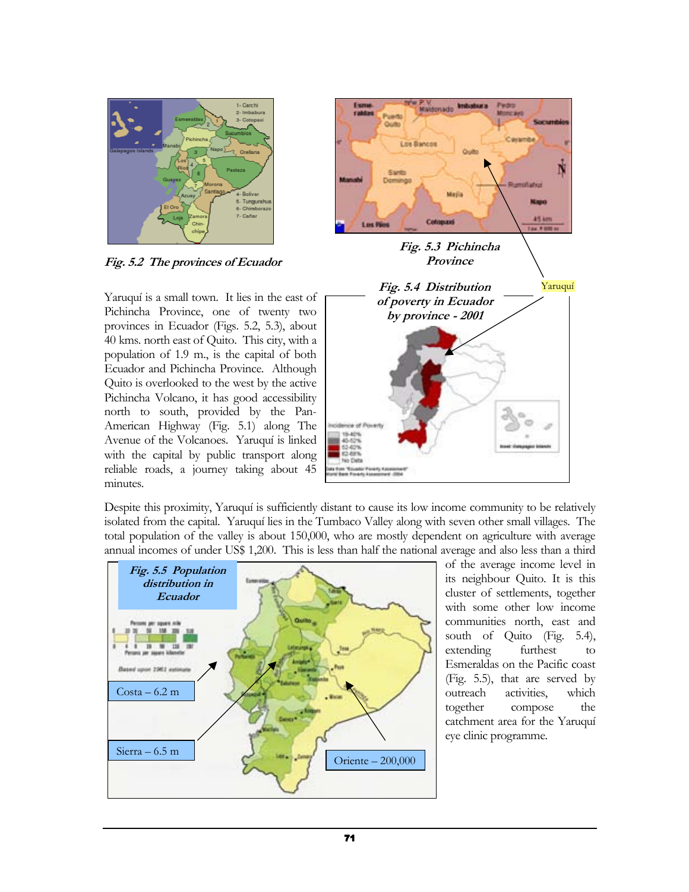*Fig. 5.2 The provinces of Ecuador*

*Fig. 5.3 Pichincha Province*

*Fig. 5.4 Distribution of poverty in Ecuador by province - 2001*

Yaruquí

Yaruquí is a small town. It lies in the east of Pichincha Province, one of twenty two provinces in Ecuador (Figs. 5.2, 5.3), about 40 kms. north east of Quito. This city, with a population of 1.9 m., is the capital of both Ecuador and Pichincha Province. Although Quito is overlooked to the west by the active Pichincha Volcano, it has good accessibility north to south, provided by the Pan-American Highway (Fig. 5.1) along The Avenue of the Volcanoes. Yaruquí is linked with the capital by public transport along reliable roads, a journey taking about 45 minutes.

Despite this proximity, Yaruquí is sufficiently distant to cause its low income community to be relatively isolated from the capital. Yaruquí lies in the Tumbaco Valley along with seven other small villages. The total population of the valley is about 150,000, who are mostly dependent on agriculture with average annual incomes of under US$ 1,200. This is less than half the national average and also less than a third of the average income level in its neighbour Quito. It is this cluster of settlements, together with some other low income communities north, east and south of Quito (Fig. 5.4), extending furthest to Esmeraldas on the Pacific coast (Fig. 5.5), that are served by outreach activities, which together compose the catchment area for the Yaruquí eye clinic programme.

*Fig. 5.5 Population distribution in Ecuador*

Costa – 6.2 m

Sierra – 6.5 m

Oriente – 200,000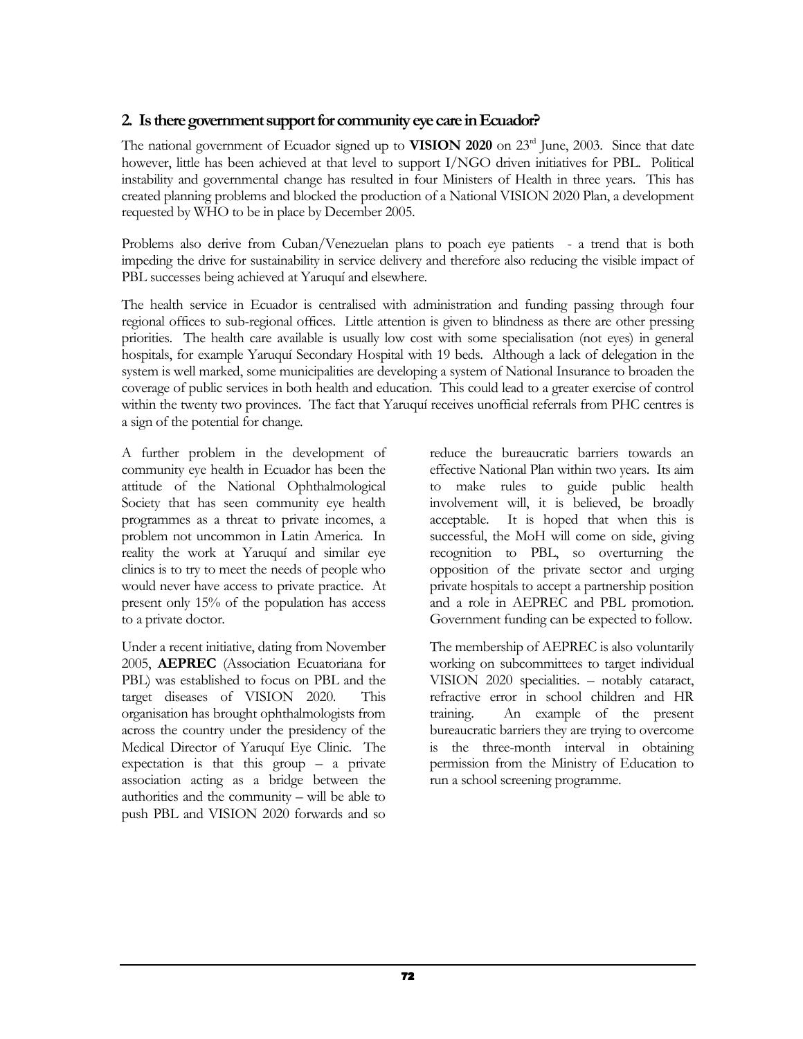## 2. Is there government support for community eye care in Ecuador?

The national government of Ecuador signed up to **VISION 2020** on 23rd June, 2003. Since that date however, little has been achieved at that level to support I/NGO driven initiatives for PBL. Political instability and governmental change has resulted in four Ministers of Health in three years. This has created planning problems and blocked the production of a National VISION 2020 Plan, a development requested by WHO to be in place by December 2005.

Problems also derive from Cuban/Venezuelan plans to poach eye patients - a trend that is both impeding the drive for sustainability in service delivery and therefore also reducing the visible impact of PBL successes being achieved at Yaruquí and elsewhere.

The health service in Ecuador is centralised with administration and funding passing through four regional offices to sub-regional offices. Little attention is given to blindness as there are other pressing priorities. The health care available is usually low cost with some specialisation (not eyes) in general hospitals, for example Yaruquí Secondary Hospital with 19 beds. Although a lack of delegation in the system is well marked, some municipalities are developing a system of National Insurance to broaden the coverage of public services in both health and education. This could lead to a greater exercise of control within the twenty two provinces. The fact that Yaruquí receives unofficial referrals from PHC centres is a sign of the potential for change.

A further problem in the development of community eye health in Ecuador has been the attitude of the National Ophthalmological Society that has seen community eye health programmes as a threat to private incomes, a problem not uncommon in Latin America. In reality the work at Yaruquí and similar eye clinics is to try to meet the needs of people who would never have access to private practice. At present only 15% of the population has access to a private doctor.

Under a recent initiative, dating from November 2005, **AEPREC** (Association Ecuatoriana for PBL) was established to focus on PBL and the target diseases of VISION 2020. This organisation has brought ophthalmologists from across the country under the presidency of the Medical Director of Yaruquí Eye Clinic. The expectation is that this group – a private association acting as a bridge between the authorities and the community – will be able to push PBL and VISION 2020 forwards and so reduce the bureaucratic barriers towards an effective National Plan within two years. Its aim to make rules to guide public health involvement will, it is believed, be broadly acceptable. It is hoped that when this is successful, the MoH will come on side, giving recognition to PBL, so overturning the opposition of the private sector and urging private hospitals to accept a partnership position and a role in AEPREC and PBL promotion. Government funding can be expected to follow.

The membership of AEPREC is also voluntarily working on subcommittees to target individual VISION 2020 specialities. – notably cataract, refractive error in school children and HR training. An example of the present bureaucratic barriers they are trying to overcome is the three-month interval in obtaining permission from the Ministry of Education to run a school screening programme.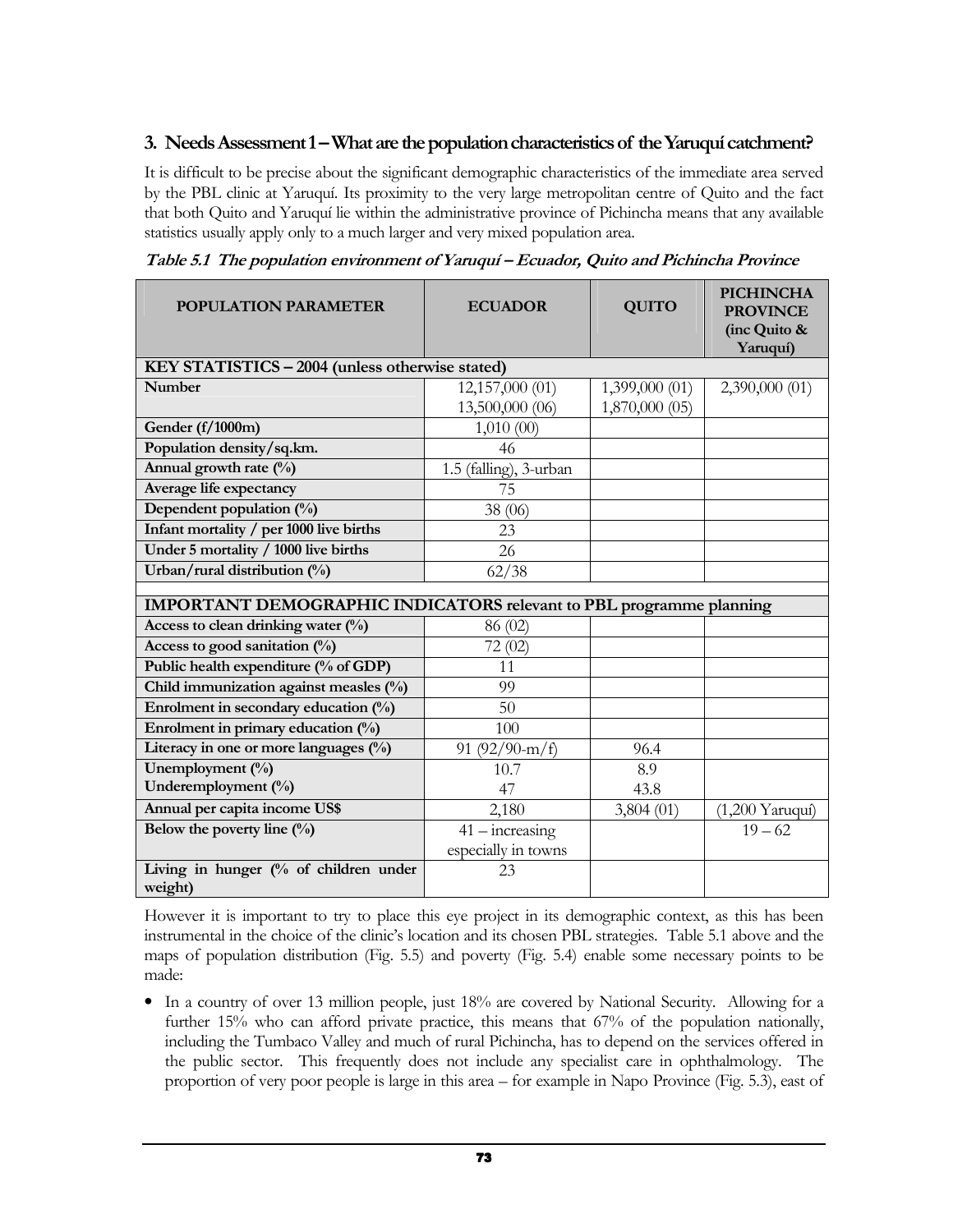## 3. Needs Assessment 1 – What are the population characteristics of the Yaruquí catchment?

It is difficult to be precise about the significant demographic characteristics of the immediate area served by the PBL clinic at Yaruquí. Its proximity to the very large metropolitan centre of Quito and the fact that both Quito and Yaruquí lie within the administrative province of Pichincha means that any available statistics usually apply only to a much larger and very mixed population area.

***Table 5.1 The population environment of Yaruquí – Ecuador, Quito and Pichincha Province***

| POPULATION PARAMETER | ECUADOR | QUITO | PICHINCHA PROVINCE (inc Quito & Yaruquí) |
|---|---|---|---|
| **KEY STATISTICS – 2004 (unless otherwise stated)** | | | |
| **Number** | 12,157,000 (01)<br>13,500,000 (06) | 1,399,000 (01)<br>1,870,000 (05) | 2,390,000 (01) |
| **Gender (f/1000m)** | 1,010 (00) | | |
| **Population density/sq.km.** | 46 | | |
| **Annual growth rate (%)** | 1.5 (falling), 3-urban | | |
| **Average life expectancy** | 75 | | |
| **Dependent population (%)** | 38 (06) | | |
| **Infant mortality / per 1000 live births** | 23 | | |
| **Under 5 mortality / 1000 live births** | 26 | | |
| **Urban/rural distribution (%)** | 62/38 | | |
| | | | |
| **IMPORTANT DEMOGRAPHIC INDICATORS relevant to PBL programme planning** | | | |
| **Access to clean drinking water (%)** | 86 (02) | | |
| **Access to good sanitation (%)** | 72 (02) | | |
| **Public health expenditure (% of GDP)** | 11 | | |
| **Child immunization against measles (%)** | 99 | | |
| **Enrolment in secondary education (%)** | 50 | | |
| **Enrolment in primary education (%)** | 100 | | |
| **Literacy in one or more languages (%)** | 91 (92/90-m/f) | 96.4 | |
| **Unemployment (%)**<br>**Underemployment (%)** | 10.7<br>47 | 8.9<br>43.8 | |
| **Annual per capita income US$** | 2,180 | 3,804 (01) | (1,200 Yaruquí) |
| **Below the poverty line (%)** | 41 – increasing especially in towns | | 19 – 62 |
| **Living in hunger (% of children under weight)** | 23 | | |

However it is important to try to place this eye project in its demographic context, as this has been instrumental in the choice of the clinic's location and its chosen PBL strategies. Table 5.1 above and the maps of population distribution (Fig. 5.5) and poverty (Fig. 5.4) enable some necessary points to be made:

- In a country of over 13 million people, just 18% are covered by National Security. Allowing for a further 15% who can afford private practice, this means that 67% of the population nationally, including the Tumbaco Valley and much of rural Pichincha, has to depend on the services offered in the public sector. This frequently does not include any specialist care in ophthalmology. The proportion of very poor people is large in this area – for example in Napo Province (Fig. 5.3), east of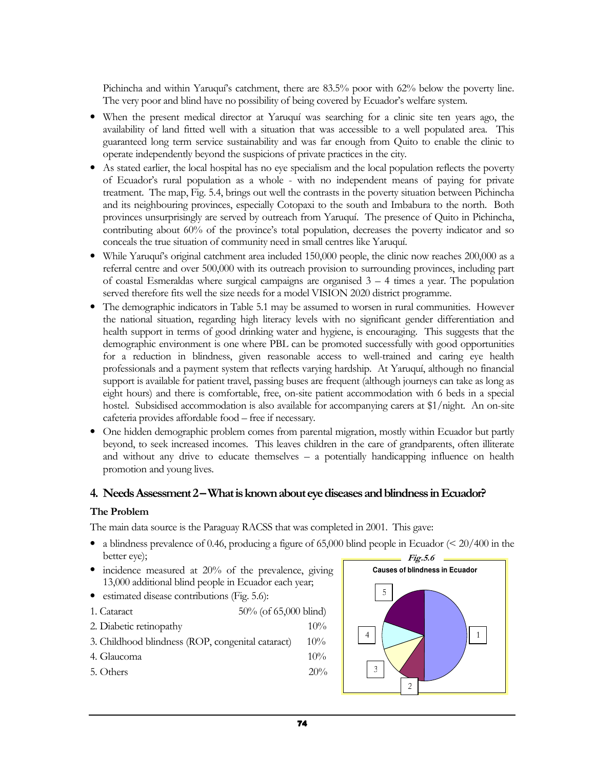Pichincha and within Yaruquí's catchment, there are 83.5% poor with 62% below the poverty line. The very poor and blind have no possibility of being covered by Ecuador's welfare system.

- When the present medical director at Yaruquí was searching for a clinic site ten years ago, the availability of land fitted well with a situation that was accessible to a well populated area. This guaranteed long term service sustainability and was far enough from Quito to enable the clinic to operate independently beyond the suspicions of private practices in the city.
- As stated earlier, the local hospital has no eye specialism and the local population reflects the poverty of Ecuador's rural population as a whole - with no independent means of paying for private treatment. The map, Fig. 5.4, brings out well the contrasts in the poverty situation between Pichincha and its neighbouring provinces, especially Cotopaxi to the south and Imbabura to the north. Both provinces unsurprisingly are served by outreach from Yaruquí. The presence of Quito in Pichincha, contributing about 60% of the province's total population, decreases the poverty indicator and so conceals the true situation of community need in small centres like Yaruquí.
- While Yaruquí's original catchment area included 150,000 people, the clinic now reaches 200,000 as a referral centre and over 500,000 with its outreach provision to surrounding provinces, including part of coastal Esmeraldas where surgical campaigns are organised 3 – 4 times a year. The population served therefore fits well the size needs for a model VISION 2020 district programme.
- The demographic indicators in Table 5.1 may be assumed to worsen in rural communities. However the national situation, regarding high literacy levels with no significant gender differentiation and health support in terms of good drinking water and hygiene, is encouraging. This suggests that the demographic environment is one where PBL can be promoted successfully with good opportunities for a reduction in blindness, given reasonable access to well-trained and caring eye health professionals and a payment system that reflects varying hardship. At Yaruquí, although no financial support is available for patient travel, passing buses are frequent (although journeys can take as long as eight hours) and there is comfortable, free, on-site patient accommodation with 6 beds in a special hostel. Subsidised accommodation is also available for accompanying carers at $1/night. An on-site cafeteria provides affordable food – free if necessary.
- One hidden demographic problem comes from parental migration, mostly within Ecuador but partly beyond, to seek increased incomes. This leaves children in the care of grandparents, often illiterate and without any drive to educate themselves – a potentially handicapping influence on health promotion and young lives.

## 4. Needs Assessment 2 – What is known about eye diseases and blindness in Ecuador?

### The Problem

The main data source is the Paraguay RACSS that was completed in 2001. This gave:

- a blindness prevalence of 0.46, producing a figure of 65,000 blind people in Ecuador (< 20/400 in the better eye);
- incidence measured at 20% of the prevalence, giving 13,000 additional blind people in Ecuador each year;
- estimated disease contributions (Fig. 5.6):

| | |
|---|---|
| 1. Cataract | 50% (of 65,000 blind) |
| 2. Diabetic retinopathy | 10% |
| 3. Childhood blindness (ROP, congenital cataract) | 10% |
| 4. Glaucoma | 10% |
| 5. Others | 20% |

*Fig.5.6*

Causes of blindness in Ecuador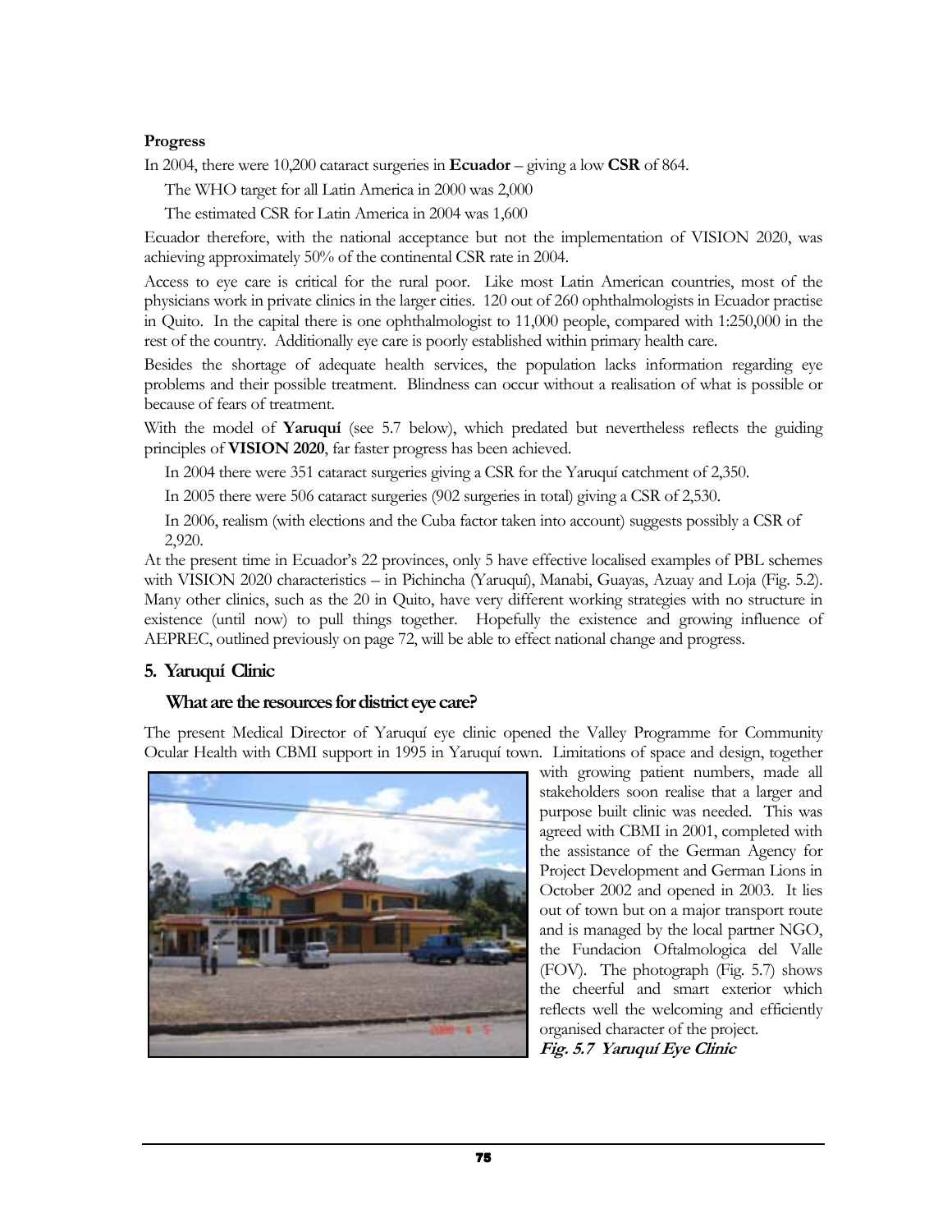**Progress**

In 2004, there were 10,200 cataract surgeries in **Ecuador** – giving a low **CSR** of 864.

The WHO target for all Latin America in 2000 was 2,000

The estimated CSR for Latin America in 2004 was 1,600

Ecuador therefore, with the national acceptance but not the implementation of VISION 2020, was achieving approximately 50% of the continental CSR rate in 2004.

Access to eye care is critical for the rural poor. Like most Latin American countries, most of the physicians work in private clinics in the larger cities. 120 out of 260 ophthalmologists in Ecuador practise in Quito. In the capital there is one ophthalmologist to 11,000 people, compared with 1:250,000 in the rest of the country. Additionally eye care is poorly established within primary health care.

Besides the shortage of adequate health services, the population lacks information regarding eye problems and their possible treatment. Blindness can occur without a realisation of what is possible or because of fears of treatment.

With the model of **Yaruquí** (see 5.7 below), which predated but nevertheless reflects the guiding principles of **VISION 2020**, far faster progress has been achieved.

In 2004 there were 351 cataract surgeries giving a CSR for the Yaruquí catchment of 2,350.

In 2005 there were 506 cataract surgeries (902 surgeries in total) giving a CSR of 2,530.

In 2006, realism (with elections and the Cuba factor taken into account) suggests possibly a CSR of 2,920.

At the present time in Ecuador's 22 provinces, only 5 have effective localised examples of PBL schemes with VISION 2020 characteristics – in Pichincha (Yaruquí), Manabi, Guayas, Azuay and Loja (Fig. 5.2). Many other clinics, such as the 20 in Quito, have very different working strategies with no structure in existence (until now) to pull things together. Hopefully the existence and growing influence of AEPREC, outlined previously on page 72, will be able to effect national change and progress.

## 5. Yaruquí Clinic

### What are the resources for district eye care?

The present Medical Director of Yaruquí eye clinic opened the Valley Programme for Community Ocular Health with CBMI support in 1995 in Yaruquí town. Limitations of space and design, together with growing patient numbers, made all stakeholders soon realise that a larger and purpose built clinic was needed. This was agreed with CBMI in 2001, completed with the assistance of the German Agency for Project Development and German Lions in October 2002 and opened in 2003. It lies out of town but on a major transport route and is managed by the local partner NGO, the Fundacion Oftalmologica del Valle (FOV). The photograph (Fig. 5.7) shows the cheerful and smart exterior which reflects well the welcoming and efficiently organised character of the project.

***Fig. 5.7 Yaruquí Eye Clinic***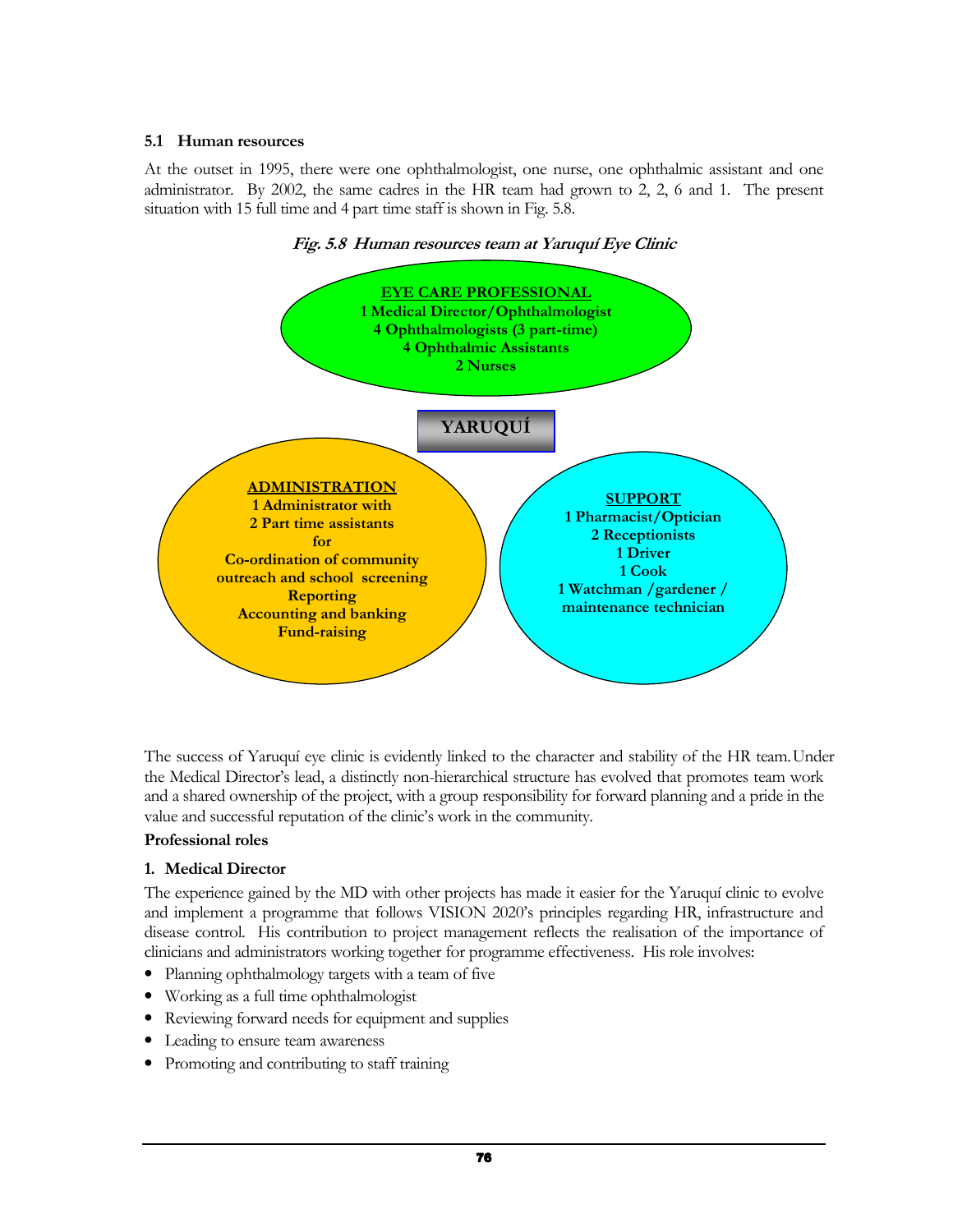### 5.1 Human resources

At the outset in 1995, there were one ophthalmologist, one nurse, one ophthalmic assistant and one administrator. By 2002, the same cadres in the HR team had grown to 2, 2, 6 and 1. The present situation with 15 full time and 4 part time staff is shown in Fig. 5.8.

***Fig. 5.8 Human resources team at Yaruquí Eye Clinic***

**EYE CARE PROFESSIONAL**
**1 Medical Director/Ophthalmologist**
**4 Ophthalmologists (3 part-time)**
**4 Ophthalmic Assistants**
**2 Nurses**

**YARUQUÍ**

**ADMINISTRATION**
**1 Administrator with**
**2 Part time assistants**
**for**
**Co-ordination of community outreach and school screening**
**Reporting**
**Accounting and banking**
**Fund-raising**

**SUPPORT**
**1 Pharmacist/Optician**
**2 Receptionists**
**1 Driver**
**1 Cook**
**1 Watchman /gardener / maintenance technician**

The success of Yaruquí eye clinic is evidently linked to the character and stability of the HR team. Under the Medical Director's lead, a distinctly non-hierarchical structure has evolved that promotes team work and a shared ownership of the project, with a group responsibility for forward planning and a pride in the value and successful reputation of the clinic's work in the community.

**Professional roles**

**1. Medical Director**

The experience gained by the MD with other projects has made it easier for the Yaruquí clinic to evolve and implement a programme that follows VISION 2020's principles regarding HR, infrastructure and disease control. His contribution to project management reflects the realisation of the importance of clinicians and administrators working together for programme effectiveness. His role involves:

- Planning ophthalmology targets with a team of five
- Working as a full time ophthalmologist
- Reviewing forward needs for equipment and supplies
- Leading to ensure team awareness
- Promoting and contributing to staff training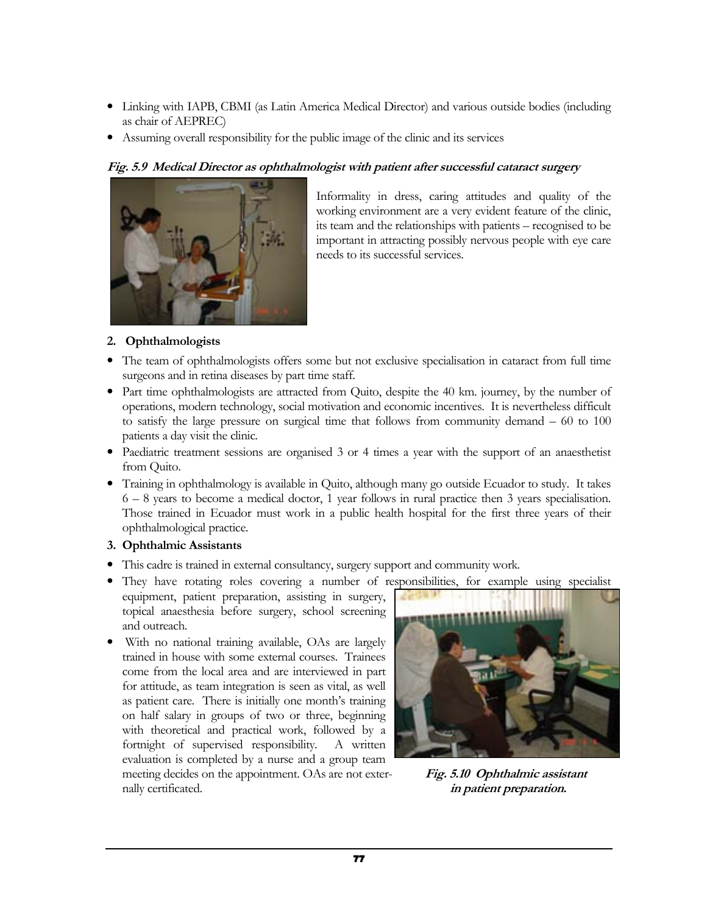- Linking with IAPB, CBMI (as Latin America Medical Director) and various outside bodies (including as chair of AEPREC)
- Assuming overall responsibility for the public image of the clinic and its services

***Fig. 5.9 Medical Director as ophthalmologist with patient after successful cataract surgery***

Informality in dress, caring attitudes and quality of the working environment are a very evident feature of the clinic, its team and the relationships with patients – recognised to be important in attracting possibly nervous people with eye care needs to its successful services.

**2. Ophthalmologists**

- The team of ophthalmologists offers some but not exclusive specialisation in cataract from full time surgeons and in retina diseases by part time staff.
- Part time ophthalmologists are attracted from Quito, despite the 40 km. journey, by the number of operations, modern technology, social motivation and economic incentives. It is nevertheless difficult to satisfy the large pressure on surgical time that follows from community demand – 60 to 100 patients a day visit the clinic.
- Paediatric treatment sessions are organised 3 or 4 times a year with the support of an anaesthetist from Quito.
- Training in ophthalmology is available in Quito, although many go outside Ecuador to study. It takes 6 – 8 years to become a medical doctor, 1 year follows in rural practice then 3 years specialisation. Those trained in Ecuador must work in a public health hospital for the first three years of their ophthalmological practice.

**3. Ophthalmic Assistants**

- This cadre is trained in external consultancy, surgery support and community work.
- They have rotating roles covering a number of responsibilities, for example using specialist equipment, patient preparation, assisting in surgery, topical anaesthesia before surgery, school screening and outreach.
- With no national training available, OAs are largely trained in house with some external courses. Trainees come from the local area and are interviewed in part for attitude, as team integration is seen as vital, as well as patient care. There is initially one month's training on half salary in groups of two or three, beginning with theoretical and practical work, followed by a fortnight of supervised responsibility. A written evaluation is completed by a nurse and a group team meeting decides on the appointment. OAs are not externally certificated.

***Fig. 5.10 Ophthalmic assistant in patient preparation.***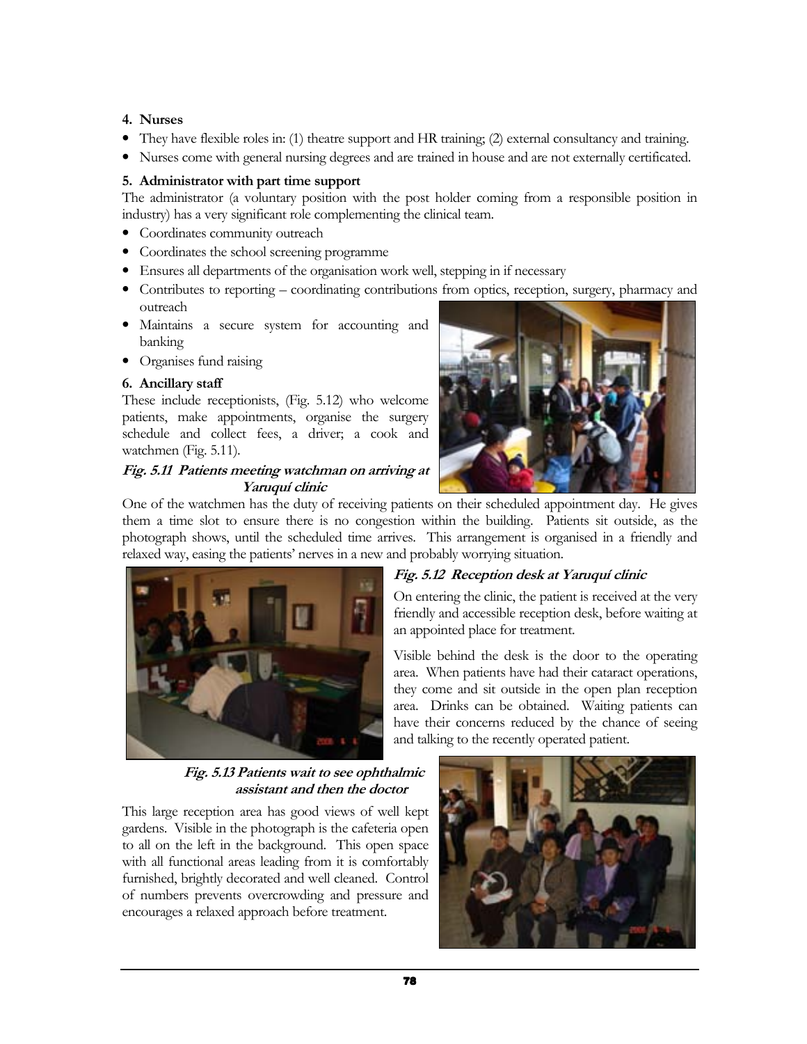**4. Nurses**

- They have flexible roles in: (1) theatre support and HR training; (2) external consultancy and training.
- Nurses come with general nursing degrees and are trained in house and are not externally certificated.

**5. Administrator with part time support**

The administrator (a voluntary position with the post holder coming from a responsible position in industry) has a very significant role complementing the clinical team.

- Coordinates community outreach
- Coordinates the school screening programme
- Ensures all departments of the organisation work well, stepping in if necessary
- Contributes to reporting – coordinating contributions from optics, reception, surgery, pharmacy and outreach
- Maintains a secure system for accounting and banking
- Organises fund raising

**6. Ancillary staff**

These include receptionists, (Fig. 5.12) who welcome patients, make appointments, organise the surgery schedule and collect fees, a driver; a cook and watchmen (Fig. 5.11).

***Fig. 5.11 Patients meeting watchman on arriving at Yaruquí clinic***

One of the watchmen has the duty of receiving patients on their scheduled appointment day. He gives them a time slot to ensure there is no congestion within the building. Patients sit outside, as the photograph shows, until the scheduled time arrives. This arrangement is organised in a friendly and relaxed way, easing the patients' nerves in a new and probably worrying situation.

***Fig. 5.12 Reception desk at Yaruquí clinic***

On entering the clinic, the patient is received at the very friendly and accessible reception desk, before waiting at an appointed place for treatment.

Visible behind the desk is the door to the operating area. When patients have had their cataract operations, they come and sit outside in the open plan reception area. Drinks can be obtained. Waiting patients can have their concerns reduced by the chance of seeing and talking to the recently operated patient.

***Fig. 5.13 Patients wait to see ophthalmic assistant and then the doctor***

This large reception area has good views of well kept gardens. Visible in the photograph is the cafeteria open to all on the left in the background. This open space with all functional areas leading from it is comfortably furnished, brightly decorated and well cleaned. Control of numbers prevents overcrowding and pressure and encourages a relaxed approach before treatment.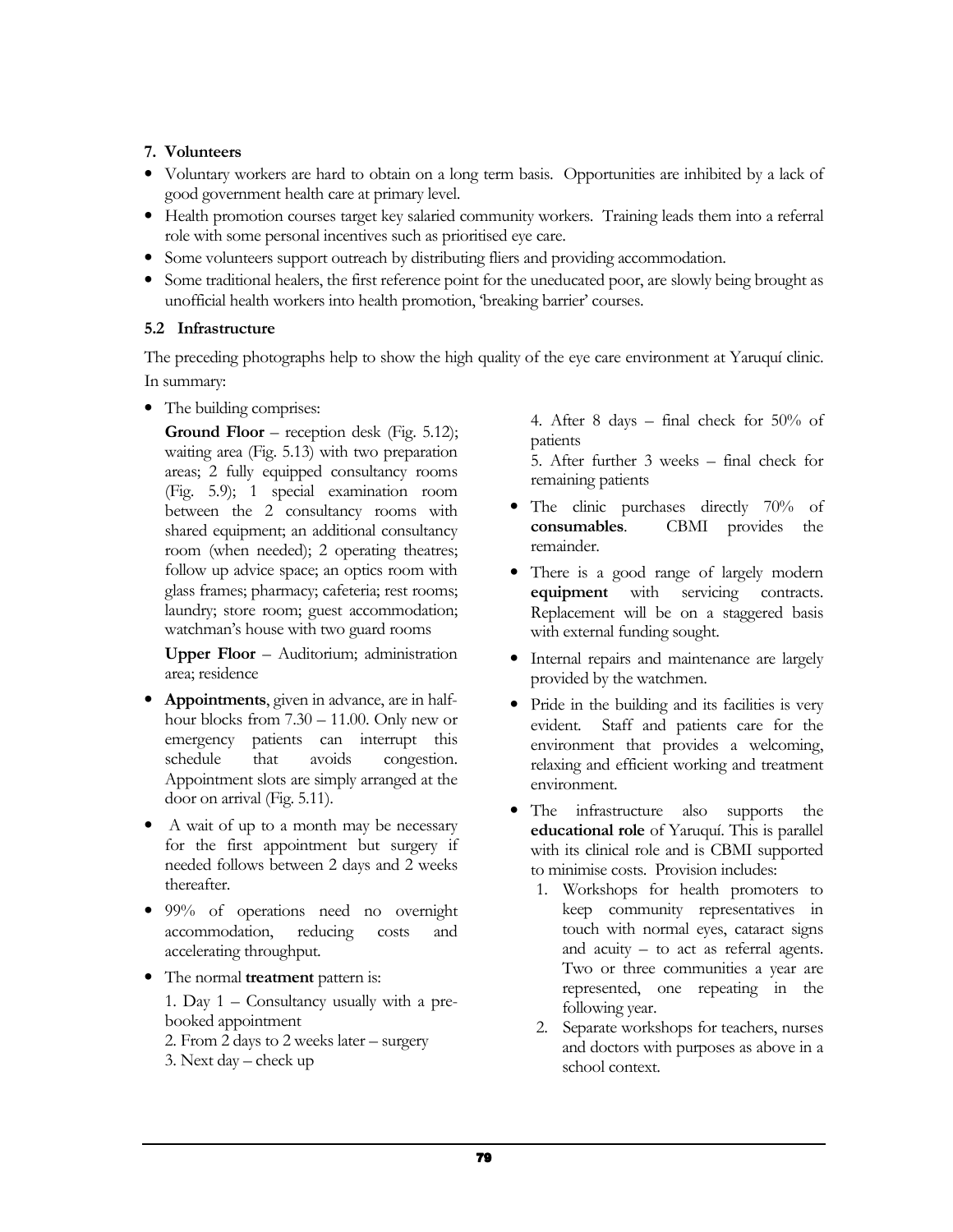**7. Volunteers**

- Voluntary workers are hard to obtain on a long term basis. Opportunities are inhibited by a lack of good government health care at primary level.
- Health promotion courses target key salaried community workers. Training leads them into a referral role with some personal incentives such as prioritised eye care.
- Some volunteers support outreach by distributing fliers and providing accommodation.
- Some traditional healers, the first reference point for the uneducated poor, are slowly being brought as unofficial health workers into health promotion, 'breaking barrier' courses.

### 5.2 Infrastructure

The preceding photographs help to show the high quality of the eye care environment at Yaruquí clinic. In summary:

- The building comprises:

  **Ground Floor** – reception desk (Fig. 5.12); waiting area (Fig. 5.13) with two preparation areas; 2 fully equipped consultancy rooms (Fig. 5.9); 1 special examination room between the 2 consultancy rooms with shared equipment; an additional consultancy room (when needed); 2 operating theatres; follow up advice space; an optics room with glass frames; pharmacy; cafeteria; rest rooms; laundry; store room; guest accommodation; watchman's house with two guard rooms

  **Upper Floor** – Auditorium; administration area; residence

- **Appointments**, given in advance, are in half-hour blocks from 7.30 – 11.00. Only new or emergency patients can interrupt this schedule that avoids congestion. Appointment slots are simply arranged at the door on arrival (Fig. 5.11).
- A wait of up to a month may be necessary for the first appointment but surgery if needed follows between 2 days and 2 weeks thereafter.
- 99% of operations need no overnight accommodation, reducing costs and accelerating throughput.
- The normal **treatment** pattern is:

  1. Day 1 – Consultancy usually with a pre-booked appointment
  2. From 2 days to 2 weeks later – surgery
  3. Next day – check up
  4. After 8 days – final check for 50% of patients
  5. After further 3 weeks – final check for remaining patients

- The clinic purchases directly 70% of **consumables**. CBMI provides the remainder.
- There is a good range of largely modern **equipment** with servicing contracts. Replacement will be on a staggered basis with external funding sought.
- Internal repairs and maintenance are largely provided by the watchmen.
- Pride in the building and its facilities is very evident. Staff and patients care for the environment that provides a welcoming, relaxing and efficient working and treatment environment.
- The infrastructure also supports the **educational role** of Yaruquí. This is parallel with its clinical role and is CBMI supported to minimise costs. Provision includes:
  1. Workshops for health promoters to keep community representatives in touch with normal eyes, cataract signs and acuity – to act as referral agents. Two or three communities a year are represented, one repeating in the following year.
  2. Separate workshops for teachers, nurses and doctors with purposes as above in a school context.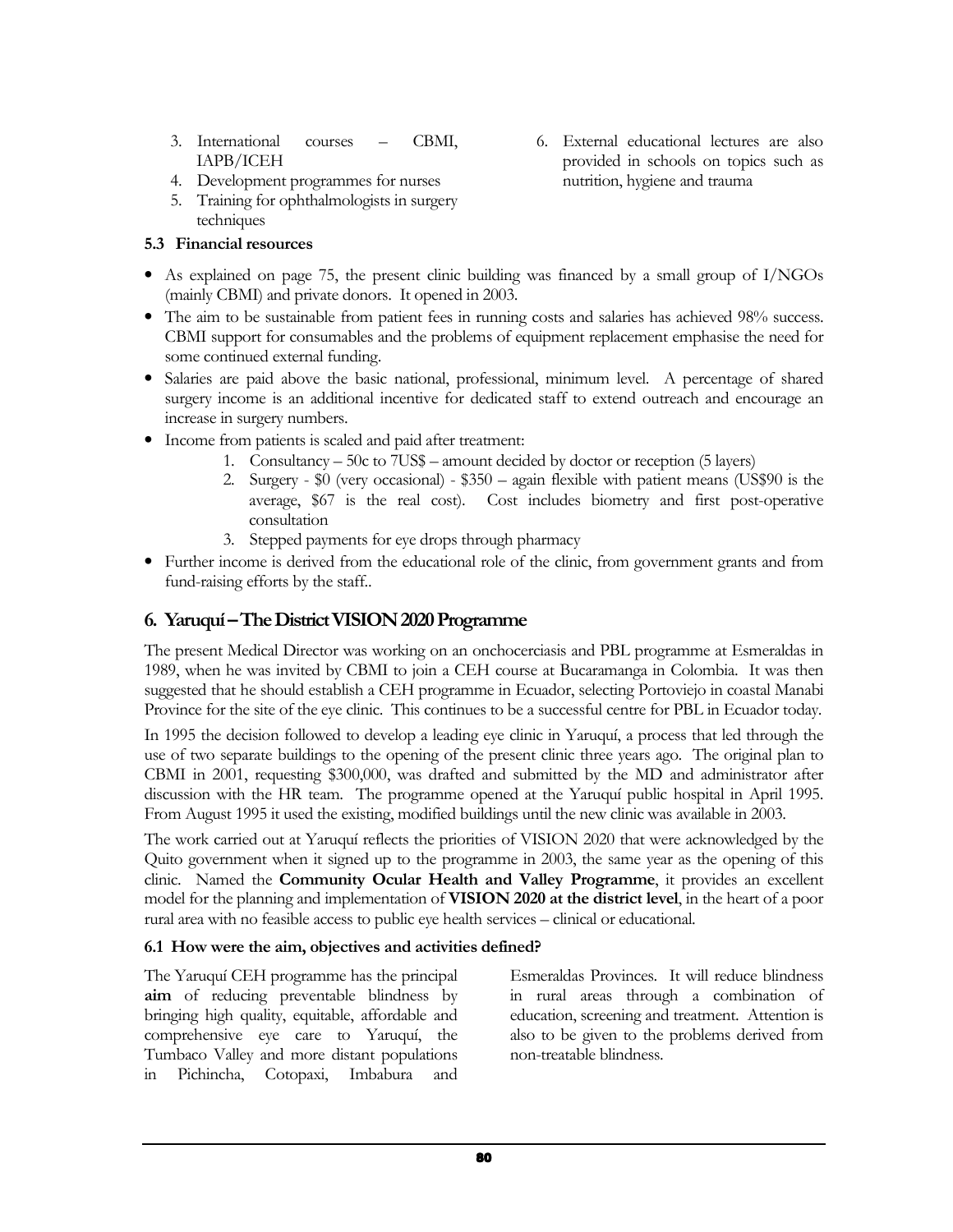3. International courses – CBMI, IAPB/ICEH
4. Development programmes for nurses
5. Training for ophthalmologists in surgery techniques
6. External educational lectures are also provided in schools on topics such as nutrition, hygiene and trauma

### 5.3 Financial resources

- As explained on page 75, the present clinic building was financed by a small group of I/NGOs (mainly CBMI) and private donors. It opened in 2003.
- The aim to be sustainable from patient fees in running costs and salaries has achieved 98% success. CBMI support for consumables and the problems of equipment replacement emphasise the need for some continued external funding.
- Salaries are paid above the basic national, professional, minimum level. A percentage of shared surgery income is an additional incentive for dedicated staff to extend outreach and encourage an increase in surgery numbers.
- Income from patients is scaled and paid after treatment:
    1. Consultancy – 50c to 7US$ – amount decided by doctor or reception (5 layers)
    2. Surgery - $0 (very occasional) - $350 – again flexible with patient means (US$90 is the average, $67 is the real cost). Cost includes biometry and first post-operative consultation
    3. Stepped payments for eye drops through pharmacy
- Further income is derived from the educational role of the clinic, from government grants and from fund-raising efforts by the staff..

## 6. Yaruquí – The District VISION 2020 Programme

The present Medical Director was working on an onchocerciasis and PBL programme at Esmeraldas in 1989, when he was invited by CBMI to join a CEH course at Bucaramanga in Colombia. It was then suggested that he should establish a CEH programme in Ecuador, selecting Portoviejo in coastal Manabi Province for the site of the eye clinic. This continues to be a successful centre for PBL in Ecuador today.

In 1995 the decision followed to develop a leading eye clinic in Yaruquí, a process that led through the use of two separate buildings to the opening of the present clinic three years ago. The original plan to CBMI in 2001, requesting $300,000, was drafted and submitted by the MD and administrator after discussion with the HR team. The programme opened at the Yaruquí public hospital in April 1995. From August 1995 it used the existing, modified buildings until the new clinic was available in 2003.

The work carried out at Yaruquí reflects the priorities of VISION 2020 that were acknowledged by the Quito government when it signed up to the programme in 2003, the same year as the opening of this clinic. Named the **Community Ocular Health and Valley Programme**, it provides an excellent model for the planning and implementation of **VISION 2020 at the district level**, in the heart of a poor rural area with no feasible access to public eye health services – clinical or educational.

### 6.1 How were the aim, objectives and activities defined?

The Yaruquí CEH programme has the principal **aim** of reducing preventable blindness by bringing high quality, equitable, affordable and comprehensive eye care to Yaruquí, the Tumbaco Valley and more distant populations in Pichincha, Cotopaxi, Imbabura and Esmeraldas Provinces. It will reduce blindness in rural areas through a combination of education, screening and treatment. Attention is also to be given to the problems derived from non-treatable blindness.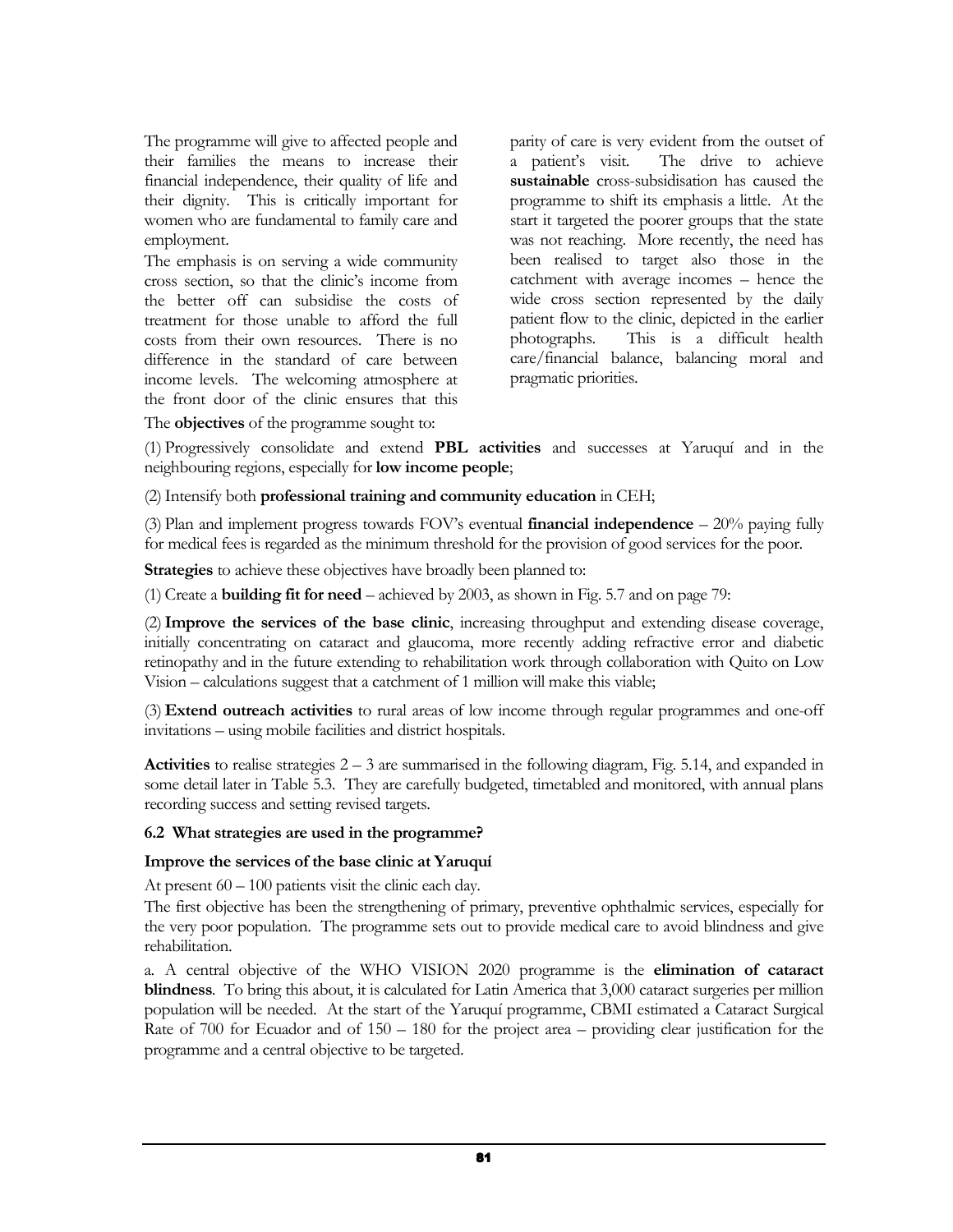The programme will give to affected people and their families the means to increase their financial independence, their quality of life and their dignity. This is critically important for women who are fundamental to family care and employment.

The emphasis is on serving a wide community cross section, so that the clinic's income from the better off can subsidise the costs of treatment for those unable to afford the full costs from their own resources. There is no difference in the standard of care between income levels. The welcoming atmosphere at the front door of the clinic ensures that this parity of care is very evident from the outset of a patient's visit. The drive to achieve **sustainable** cross-subsidisation has caused the programme to shift its emphasis a little. At the start it targeted the poorer groups that the state was not reaching. More recently, the need has been realised to target also those in the catchment with average incomes – hence the wide cross section represented by the daily patient flow to the clinic, depicted in the earlier photographs. This is a difficult health care/financial balance, balancing moral and pragmatic priorities.

The **objectives** of the programme sought to:

(1) Progressively consolidate and extend **PBL activities** and successes at Yaruquí and in the neighbouring regions, especially for **low income people**;

(2) Intensify both **professional training and community education** in CEH;

(3) Plan and implement progress towards FOV's eventual **financial independence** – 20% paying fully for medical fees is regarded as the minimum threshold for the provision of good services for the poor.

**Strategies** to achieve these objectives have broadly been planned to:

(1) Create a **building fit for need** – achieved by 2003, as shown in Fig. 5.7 and on page 79:

(2) **Improve the services of the base clinic**, increasing throughput and extending disease coverage, initially concentrating on cataract and glaucoma, more recently adding refractive error and diabetic retinopathy and in the future extending to rehabilitation work through collaboration with Quito on Low Vision – calculations suggest that a catchment of 1 million will make this viable;

(3) **Extend outreach activities** to rural areas of low income through regular programmes and one-off invitations – using mobile facilities and district hospitals.

**Activities** to realise strategies 2 – 3 are summarised in the following diagram, Fig. 5.14, and expanded in some detail later in Table 5.3. They are carefully budgeted, timetabled and monitored, with annual plans recording success and setting revised targets.

### 6.2 What strategies are used in the programme?

**Improve the services of the base clinic at Yaruquí**

At present 60 – 100 patients visit the clinic each day.

The first objective has been the strengthening of primary, preventive ophthalmic services, especially for the very poor population. The programme sets out to provide medical care to avoid blindness and give rehabilitation.

a. A central objective of the WHO VISION 2020 programme is the **elimination of cataract blindness**. To bring this about, it is calculated for Latin America that 3,000 cataract surgeries per million population will be needed. At the start of the Yaruquí programme, CBMI estimated a Cataract Surgical Rate of 700 for Ecuador and of 150 – 180 for the project area – providing clear justification for the programme and a central objective to be targeted.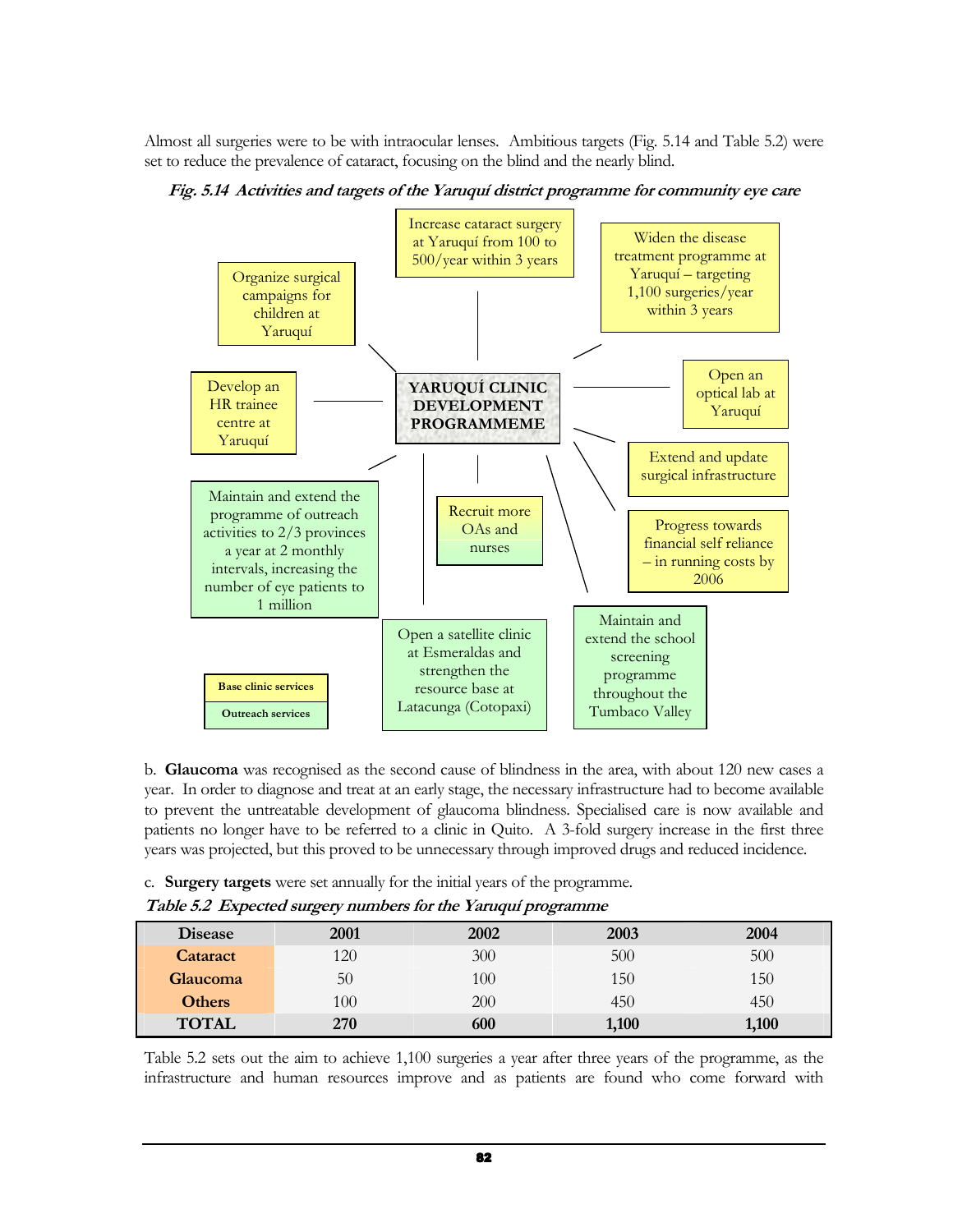Almost all surgeries were to be with intraocular lenses. Ambitious targets (Fig. 5.14 and Table 5.2) were set to reduce the prevalence of cataract, focusing on the blind and the nearly blind.

***Fig. 5.14 Activities and targets of the Yaruquí district programme for community eye care***

**YARUQUÍ CLINIC DEVELOPMENT PROGRAMMEME**

- Increase cataract surgery at Yaruquí from 100 to 500/year within 3 years
- Widen the disease treatment programme at Yaruquí – targeting 1,100 surgeries/year within 3 years
- Organize surgical campaigns for children at Yaruquí
- Open an optical lab at Yaruquí
- Develop an HR trainee centre at Yaruquí
- Extend and update surgical infrastructure
- Progress towards financial self reliance – in running costs by 2006
- Recruit more OAs and nurses
- Maintain and extend the programme of outreach activities to 2/3 provinces a year at 2 monthly intervals, increasing the number of eye patients to 1 million
- Open a satellite clinic at Esmeraldas and strengthen the resource base at Latacunga (Cotopaxi)
- Maintain and extend the school screening programme throughout the Tumbaco Valley

Legend: Base clinic services / Outreach services

b. **Glaucoma** was recognised as the second cause of blindness in the area, with about 120 new cases a year. In order to diagnose and treat at an early stage, the necessary infrastructure had to become available to prevent the untreatable development of glaucoma blindness. Specialised care is now available and patients no longer have to be referred to a clinic in Quito. A 3-fold surgery increase in the first three years was projected, but this proved to be unnecessary through improved drugs and reduced incidence.

c. **Surgery targets** were set annually for the initial years of the programme.

***Table 5.2 Expected surgery numbers for the Yaruquí programme***

| Disease | 2001 | 2002 | 2003 | 2004 |
|---|---|---|---|---|
| Cataract | 120 | 300 | 500 | 500 |
| Glaucoma | 50 | 100 | 150 | 150 |
| Others | 100 | 200 | 450 | 450 |
| **TOTAL** | **270** | **600** | **1,100** | **1,100** |

Table 5.2 sets out the aim to achieve 1,100 surgeries a year after three years of the programme, as the infrastructure and human resources improve and as patients are found who come forward with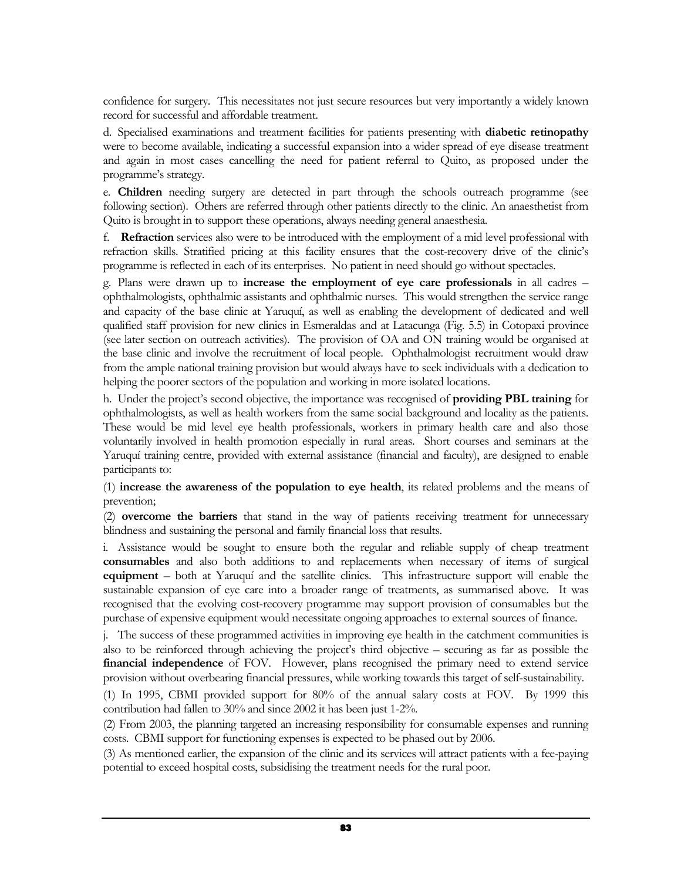confidence for surgery. This necessitates not just secure resources but very importantly a widely known record for successful and affordable treatment.

d. Specialised examinations and treatment facilities for patients presenting with **diabetic retinopathy** were to become available, indicating a successful expansion into a wider spread of eye disease treatment and again in most cases cancelling the need for patient referral to Quito, as proposed under the programme's strategy.

e. **Children** needing surgery are detected in part through the schools outreach programme (see following section). Others are referred through other patients directly to the clinic. An anaesthetist from Quito is brought in to support these operations, always needing general anaesthesia.

f. **Refraction** services also were to be introduced with the employment of a mid level professional with refraction skills. Stratified pricing at this facility ensures that the cost-recovery drive of the clinic's programme is reflected in each of its enterprises. No patient in need should go without spectacles.

g. Plans were drawn up to **increase the employment of eye care professionals** in all cadres – ophthalmologists, ophthalmic assistants and ophthalmic nurses. This would strengthen the service range and capacity of the base clinic at Yaruquí, as well as enabling the development of dedicated and well qualified staff provision for new clinics in Esmeraldas and at Latacunga (Fig. 5.5) in Cotopaxi province (see later section on outreach activities). The provision of OA and ON training would be organised at the base clinic and involve the recruitment of local people. Ophthalmologist recruitment would draw from the ample national training provision but would always have to seek individuals with a dedication to helping the poorer sectors of the population and working in more isolated locations.

h. Under the project's second objective, the importance was recognised of **providing PBL training** for ophthalmologists, as well as health workers from the same social background and locality as the patients. These would be mid level eye health professionals, workers in primary health care and also those voluntarily involved in health promotion especially in rural areas. Short courses and seminars at the Yaruquí training centre, provided with external assistance (financial and faculty), are designed to enable participants to:

(1) **increase the awareness of the population to eye health**, its related problems and the means of prevention;

(2) **overcome the barriers** that stand in the way of patients receiving treatment for unnecessary blindness and sustaining the personal and family financial loss that results.

i. Assistance would be sought to ensure both the regular and reliable supply of cheap treatment **consumables** and also both additions to and replacements when necessary of items of surgical **equipment** – both at Yaruquí and the satellite clinics. This infrastructure support will enable the sustainable expansion of eye care into a broader range of treatments, as summarised above. It was recognised that the evolving cost-recovery programme may support provision of consumables but the purchase of expensive equipment would necessitate ongoing approaches to external sources of finance.

j. The success of these programmed activities in improving eye health in the catchment communities is also to be reinforced through achieving the project's third objective – securing as far as possible the **financial independence** of FOV. However, plans recognised the primary need to extend service provision without overbearing financial pressures, while working towards this target of self-sustainability.

(1) In 1995, CBMI provided support for 80% of the annual salary costs at FOV. By 1999 this contribution had fallen to 30% and since 2002 it has been just 1-2%.

(2) From 2003, the planning targeted an increasing responsibility for consumable expenses and running costs. CBMI support for functioning expenses is expected to be phased out by 2006.

(3) As mentioned earlier, the expansion of the clinic and its services will attract patients with a fee-paying potential to exceed hospital costs, subsidising the treatment needs for the rural poor.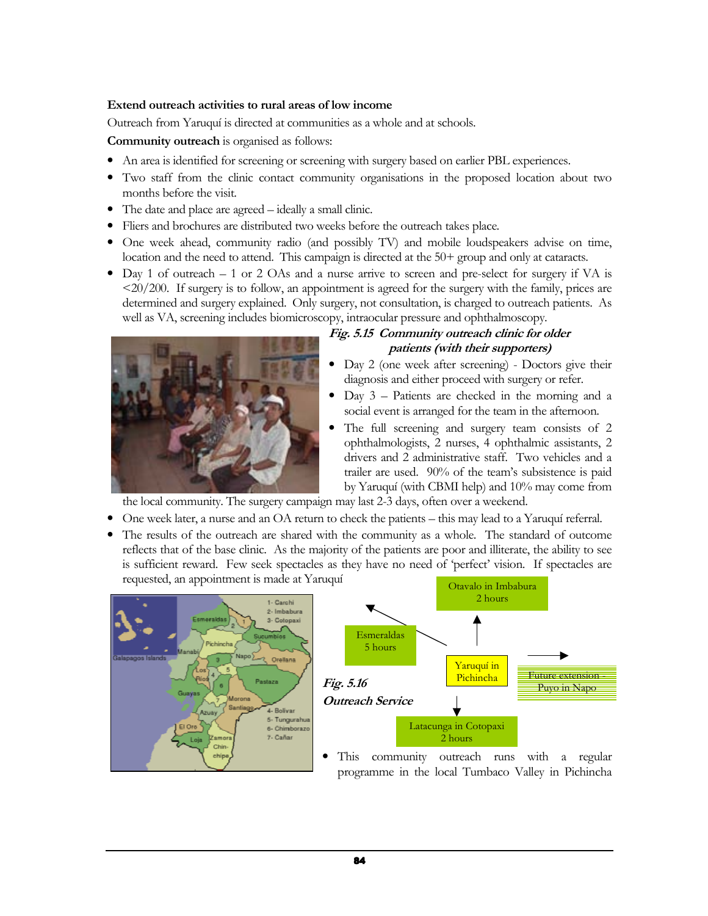**Extend outreach activities to rural areas of low income**

Outreach from Yaruquí is directed at communities as a whole and at schools.

**Community outreach** is organised as follows:

- An area is identified for screening or screening with surgery based on earlier PBL experiences.
- Two staff from the clinic contact community organisations in the proposed location about two months before the visit.
- The date and place are agreed – ideally a small clinic.
- Fliers and brochures are distributed two weeks before the outreach takes place.
- One week ahead, community radio (and possibly TV) and mobile loudspeakers advise on time, location and the need to attend. This campaign is directed at the 50+ group and only at cataracts.
- Day 1 of outreach – 1 or 2 OAs and a nurse arrive to screen and pre-select for surgery if VA is <20/200. If surgery is to follow, an appointment is agreed for the surgery with the family, prices are determined and surgery explained. Only surgery, not consultation, is charged to outreach patients. As well as VA, screening includes biomicroscopy, intraocular pressure and ophthalmoscopy.

***Fig. 5.15 Community outreach clinic for older patients (with their supporters)***

- Day 2 (one week after screening) - Doctors give their diagnosis and either proceed with surgery or refer.
- Day 3 – Patients are checked in the morning and a social event is arranged for the team in the afternoon.
- The full screening and surgery team consists of 2 ophthalmologists, 2 nurses, 4 ophthalmic assistants, 2 drivers and 2 administrative staff. Two vehicles and a trailer are used. 90% of the team's subsistence is paid by Yaruquí (with CBMI help) and 10% may come from the local community. The surgery campaign may last 2-3 days, often over a weekend.
- One week later, a nurse and an OA return to check the patients – this may lead to a Yaruquí referral.
- The results of the outreach are shared with the community as a whole. The standard of outcome reflects that of the base clinic. As the majority of the patients are poor and illiterate, the ability to see is sufficient reward. Few seek spectacles as they have no need of 'perfect' vision. If spectacles are requested, an appointment is made at Yaruquí

***Fig. 5.16 Outreach Service***

Yaruquí in Pichincha → Otavalo in Imbabura (2 hours); Esmeraldas (5 hours); Latacunga in Cotopaxi (2 hours); Future extension - Puyo in Napo

- This community outreach runs with a regular programme in the local Tumbaco Valley in Pichincha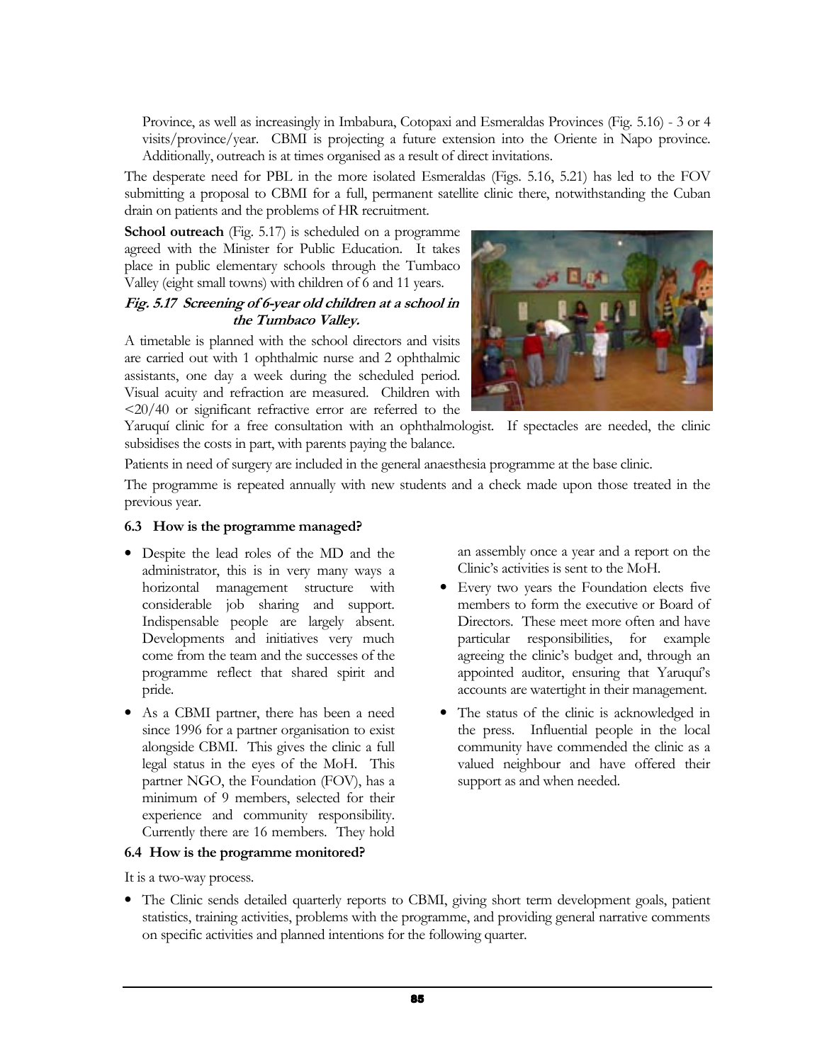Province, as well as increasingly in Imbabura, Cotopaxi and Esmeraldas Provinces (Fig. 5.16) - 3 or 4 visits/province/year. CBMI is projecting a future extension into the Oriente in Napo province. Additionally, outreach is at times organised as a result of direct invitations.

The desperate need for PBL in the more isolated Esmeraldas (Figs. 5.16, 5.21) has led to the FOV submitting a proposal to CBMI for a full, permanent satellite clinic there, notwithstanding the Cuban drain on patients and the problems of HR recruitment.

**School outreach** (Fig. 5.17) is scheduled on a programme agreed with the Minister for Public Education. It takes place in public elementary schools through the Tumbaco Valley (eight small towns) with children of 6 and 11 years.

***Fig. 5.17 Screening of 6-year old children at a school in the Tumbaco Valley.***

A timetable is planned with the school directors and visits are carried out with 1 ophthalmic nurse and 2 ophthalmic assistants, one day a week during the scheduled period. Visual acuity and refraction are measured. Children with <20/40 or significant refractive error are referred to the Yaruquí clinic for a free consultation with an ophthalmologist. If spectacles are needed, the clinic subsidises the costs in part, with parents paying the balance.

Patients in need of surgery are included in the general anaesthesia programme at the base clinic.

The programme is repeated annually with new students and a check made upon those treated in the previous year.

### 6.3 How is the programme managed?

- Despite the lead roles of the MD and the administrator, this is in very many ways a horizontal management structure with considerable job sharing and support. Indispensable people are largely absent. Developments and initiatives very much come from the team and the successes of the programme reflect that shared spirit and pride.
- As a CBMI partner, there has been a need since 1996 for a partner organisation to exist alongside CBMI. This gives the clinic a full legal status in the eyes of the MoH. This partner NGO, the Foundation (FOV), has a minimum of 9 members, selected for their experience and community responsibility. Currently there are 16 members. They hold an assembly once a year and a report on the Clinic's activities is sent to the MoH.
- Every two years the Foundation elects five members to form the executive or Board of Directors. These meet more often and have particular responsibilities, for example agreeing the clinic's budget and, through an appointed auditor, ensuring that Yaruquí's accounts are watertight in their management.
- The status of the clinic is acknowledged in the press. Influential people in the local community have commended the clinic as a valued neighbour and have offered their support as and when needed.

### 6.4 How is the programme monitored?

It is a two-way process.

- The Clinic sends detailed quarterly reports to CBMI, giving short term development goals, patient statistics, training activities, problems with the programme, and providing general narrative comments on specific activities and planned intentions for the following quarter.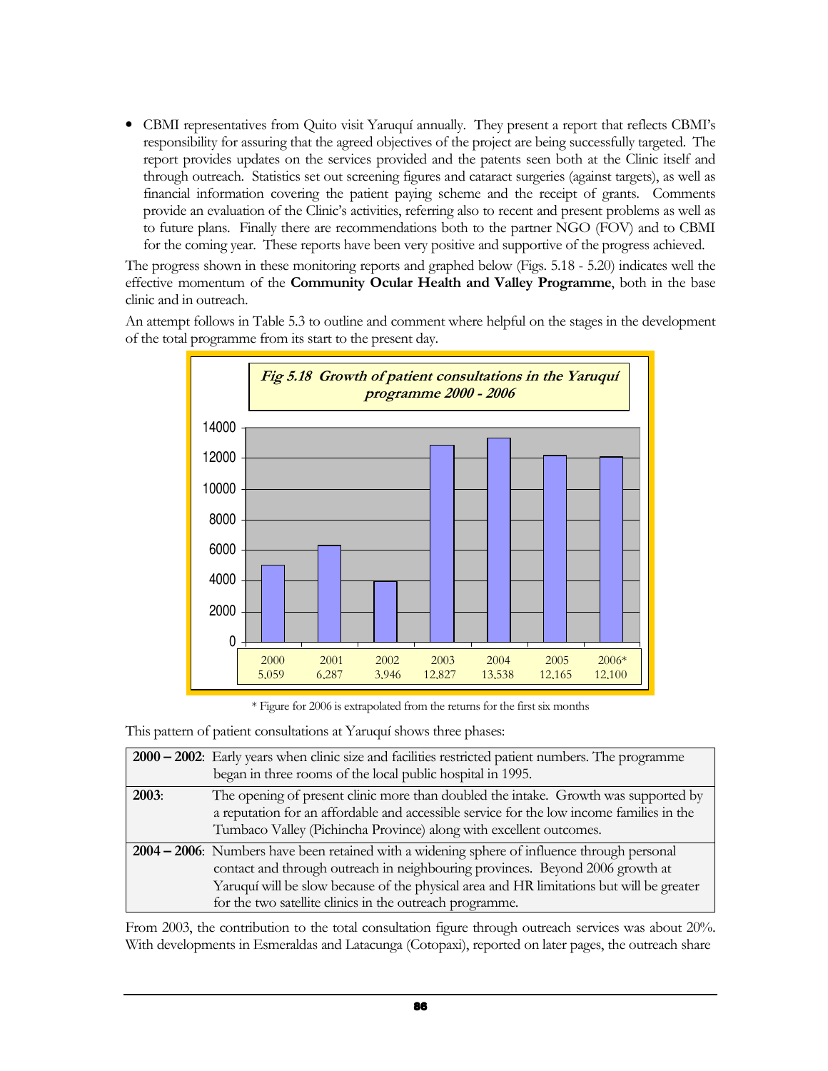- CBMI representatives from Quito visit Yaruquí annually. They present a report that reflects CBMI's responsibility for assuring that the agreed objectives of the project are being successfully targeted. The report provides updates on the services provided and the patents seen both at the Clinic itself and through outreach. Statistics set out screening figures and cataract surgeries (against targets), as well as financial information covering the patient paying scheme and the receipt of grants. Comments provide an evaluation of the Clinic's activities, referring also to recent and present problems as well as to future plans. Finally there are recommendations both to the partner NGO (FOV) and to CBMI for the coming year. These reports have been very positive and supportive of the progress achieved.

The progress shown in these monitoring reports and graphed below (Figs. 5.18 - 5.20) indicates well the effective momentum of the **Community Ocular Health and Valley Programme**, both in the base clinic and in outreach.

An attempt follows in Table 5.3 to outline and comment where helpful on the stages in the development of the total programme from its start to the present day.

***Fig 5.18 Growth of patient consultations in the Yaruquí programme 2000 - 2006***

| 2000 | 2001 | 2002 | 2003 | 2004 | 2005 | 2006* |
|---|---|---|---|---|---|---|
| 5,059 | 6,287 | 3,946 | 12,827 | 13,538 | 12,165 | 12,100 |

\* Figure for 2006 is extrapolated from the returns for the first six months

This pattern of patient consultations at Yaruquí shows three phases:

| | |
|---|---|
| **2000 – 2002**: | Early years when clinic size and facilities restricted patient numbers. The programme began in three rooms of the local public hospital in 1995. |
| **2003**: | The opening of present clinic more than doubled the intake. Growth was supported by a reputation for an affordable and accessible service for the low income families in the Tumbaco Valley (Pichincha Province) along with excellent outcomes. |
| **2004 – 2006**: | Numbers have been retained with a widening sphere of influence through personal contact and through outreach in neighbouring provinces. Beyond 2006 growth at Yaruquí will be slow because of the physical area and HR limitations but will be greater for the two satellite clinics in the outreach programme. |

From 2003, the contribution to the total consultation figure through outreach services was about 20%. With developments in Esmeraldas and Latacunga (Cotopaxi), reported on later pages, the outreach share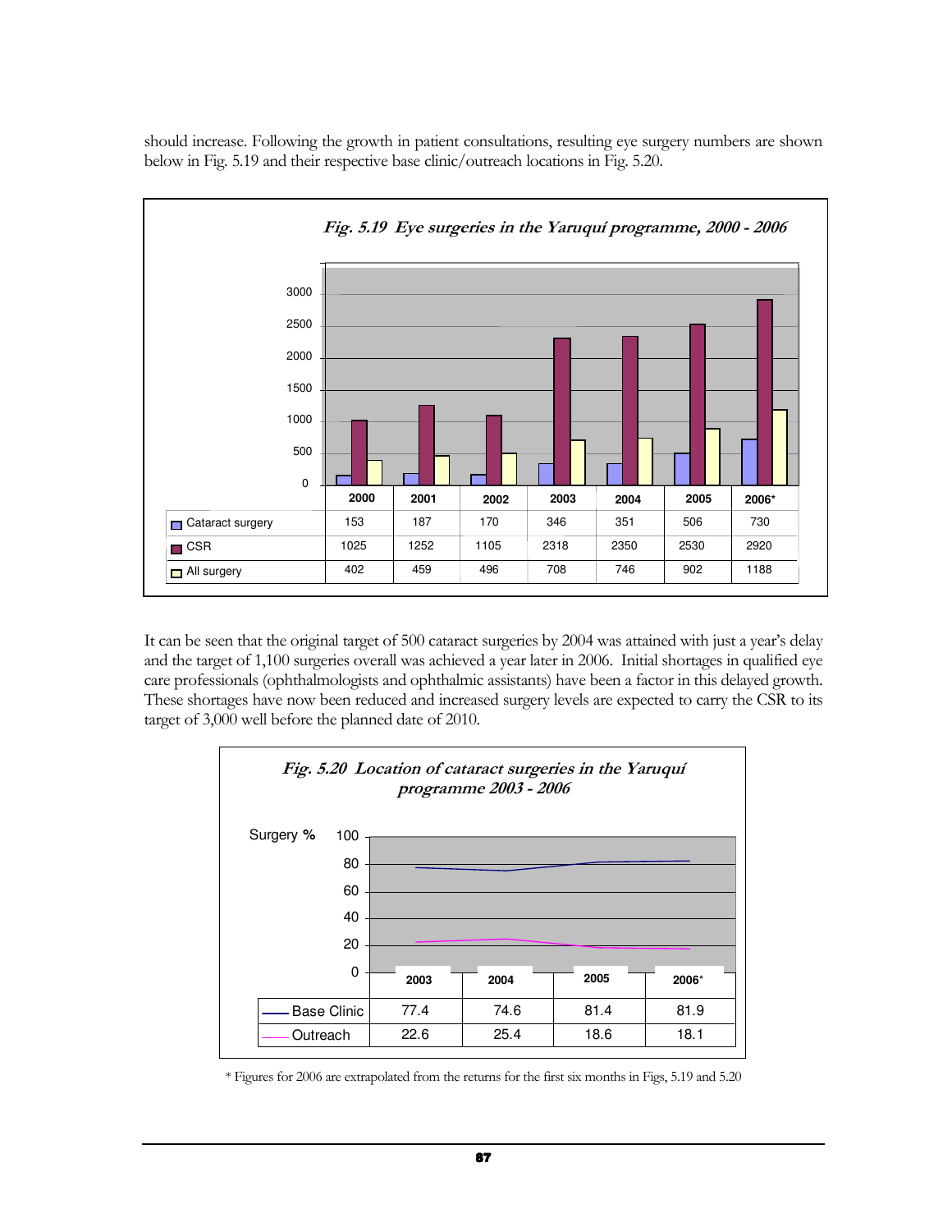should increase. Following the growth in patient consultations, resulting eye surgery numbers are shown below in Fig. 5.19 and their respective base clinic/outreach locations in Fig. 5.20.

***Fig. 5.19 Eye surgeries in the Yaruquí programme, 2000 - 2006***

| | 2000 | 2001 | 2002 | 2003 | 2004 | 2005 | 2006* |
|---|---|---|---|---|---|---|---|
| Cataract surgery | 153 | 187 | 170 | 346 | 351 | 506 | 730 |
| CSR | 1025 | 1252 | 1105 | 2318 | 2350 | 2530 | 2920 |
| All surgery | 402 | 459 | 496 | 708 | 746 | 902 | 1188 |

It can be seen that the original target of 500 cataract surgeries by 2004 was attained with just a year's delay and the target of 1,100 surgeries overall was achieved a year later in 2006. Initial shortages in qualified eye care professionals (ophthalmologists and ophthalmic assistants) have been a factor in this delayed growth. These shortages have now been reduced and increased surgery levels are expected to carry the CSR to its target of 3,000 well before the planned date of 2010.

***Fig. 5.20 Location of cataract surgeries in the Yaruquí programme 2003 - 2006***

| Surgery % | 2003 | 2004 | 2005 | 2006* |
|---|---|---|---|---|
| Base Clinic | 77.4 | 74.6 | 81.4 | 81.9 |
| Outreach | 22.6 | 25.4 | 18.6 | 18.1 |

\* Figures for 2006 are extrapolated from the returns for the first six months in Figs, 5.19 and 5.20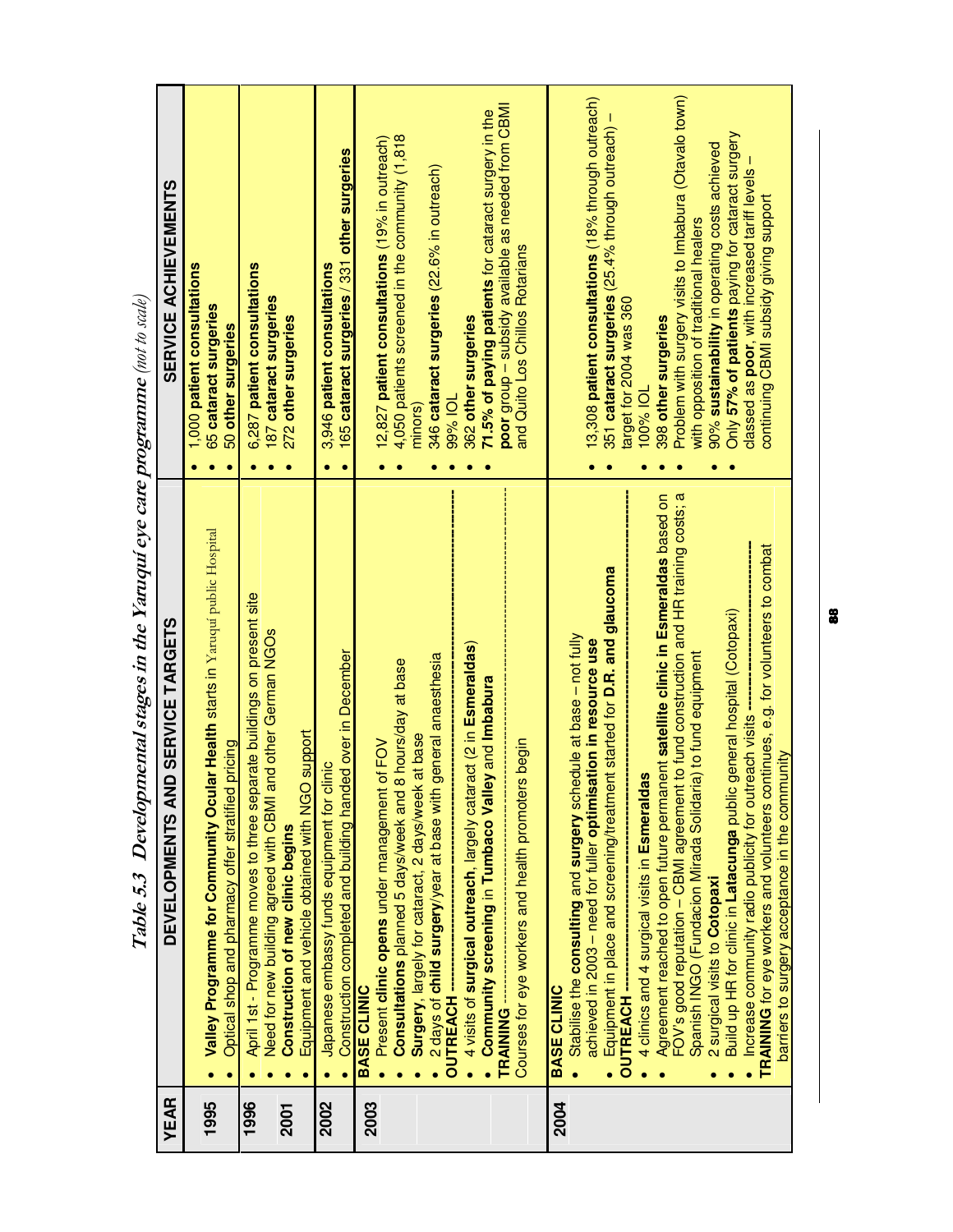*Table 5.3 Developmental stages in the Yaruquí eye care programme (not to scale)*

| YEAR | DEVELOPMENTS AND SERVICE TARGETS | SERVICE ACHIEVEMENTS |
|---|---|---|
| 1995 | • **Valley Programme for Community Ocular Health** starts in Yaruquí public Hospital<br>• Optical shop and pharmacy offer stratified pricing | • 1,000 **patient consultations**<br>• 65 **cataract surgeries**<br>• 50 **other surgeries** |
| 1996<br><br>2001 | • April 1st - Programme moves to three separate buildings on present site<br>• Need for new building agreed with CBMI and other German NGOs<br>• **Construction of new clinic begins**<br>• Equipment and vehicle obtained with NGO support | • 6,287 **patient consultations**<br>• 187 **cataract surgeries**<br>• 272 **other surgeries** |
| 2002 | • Japanese embassy funds equipment for clinic<br>• Construction completed and building handed over in December | • 3,946 **patient consultations**<br>• 165 **cataract surgeries** / 331 **other surgeries** |
| 2003 | **BASE CLINIC**<br>• Present **clinic opens** under management of FOV<br>• **Consultations** planned 5 days/week and 8 hours/day at base<br>• **Surgery**, largely for cataract, 2 days/week at base<br>• 2 days of **child surgery**/year at base with general anaesthesia<br>**OUTREACH**<br>• 4 visits of **surgical outreach**, largely cataract (2 in **Esmeraldas**)<br>• **Community screening** in **Tumbaco Valley** and **Imbabura**<br>**TRAINING**<br>Courses for eye workers and health promoters begin | • 12,827 **patient consultations** (19% in outreach)<br>• 4,050 patients screened in the community (1,818 minors)<br>• 346 **cataract surgeries** (22.6% in outreach)<br>• 99% IOL<br>• 362 **other surgeries**<br>• **71.5% of paying patients** for cataract surgery in the **poor** group – subsidy available as needed from CBMI and Quito Los Chillos Rotarians |
| 2004 | **BASE CLINIC**<br>• Stabilise the **consulting** and **surgery** schedule at base – not fully achieved in 2003 – need for fuller **optimisation in resource use**<br>• Equipment in place and screening/treatment started for **D.R. and glaucoma**<br>**OUTREACH**<br>• 4 clinics and 4 surgical visits in **Esmeraldas**<br>• Agreement reached to open future permanent **satellite clinic in Esmeraldas** based on FOV's good reputation – CBMI agreement to fund construction and HR training costs; a Spanish INGO (Fundacion Mirada Solidaria) to fund equipment<br>• 2 surgical visits to **Cotopaxi**<br>• Build up HR for clinic in **Latacunga** public general hospital (Cotopaxi)<br>• Increase community radio publicity for outreach visits<br>**TRAINING** for eye workers and volunteers continues, e.g. for volunteers to combat barriers to surgery acceptance in the community | • 13,308 **patient consultations** (18% through outreach)<br>• 351 **cataract surgeries** (25.4% through outreach) – target for 2004 was 360<br>• 100% IOL<br>• 398 **other surgeries**<br>• Problem with surgery visits to Imbabura (Otavalo town) with opposition of traditional healers<br>• 90% **sustainability** in operating costs achieved<br>• Only **57% of patients** paying for cataract surgery classed as **poor**, with increased tariff levels – continuing CBMI subsidy giving support |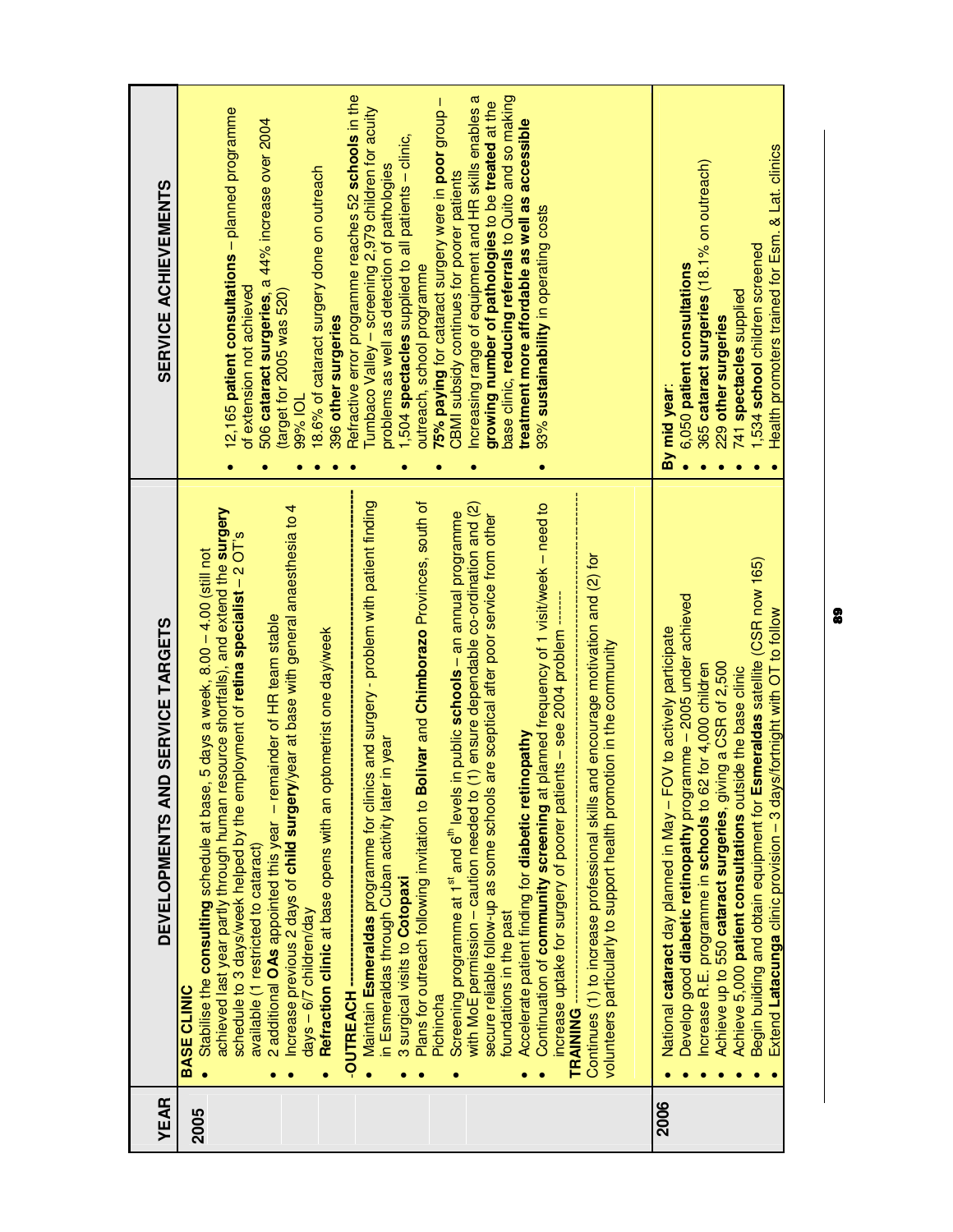| YEAR | DEVELOPMENTS AND SERVICE TARGETS | SERVICE ACHIEVEMENTS |
|---|---|---|
| 2005 | **BASE CLINIC**<br>• Stabilise the **consulting** schedule at base, 5 days a week, 8.00 – 4.00 (still not achieved last year partly through human resource shortfalls), and extend the **surgery** schedule to 3 days/week helped by the employment of **retina specialist** – 2 OT's available (1 restricted to cataract)<br>• 2 additional **OAs** appointed this year – remainder of HR team stable<br>• Increase previous 2 days of **child surgery**/year at base with general anaesthesia to 4 days – 6/7 children/day<br>• **Refraction clinic** at base opens with an optometrist one day/week<br>**OUTREACH**<br>• Maintain **Esmeraldas** programme for clinics and surgery - problem with patient finding in Esmeraldas through Cuban activity later in year<br>• 3 surgical visits to **Cotopaxi**<br>• Plans for outreach following invitation to **Bolivar** and **Chimborazo** Provinces, south of Pichincha<br>• Screening programme at 1st and 6th levels in public **schools** – an annual programme with MoE permission – caution needed to (1) ensure dependable co-ordination and (2) secure reliable follow-up as some schools are sceptical after poor service from other foundations in the past<br>• Accelerate patient finding for **diabetic retinopathy**<br>• Continuation of **community screening** at planned frequency of 1 visit/week – need to increase uptake for surgery of poorer patients – see 2004 problem<br>**TRAINING**<br>Continues (1) to increase professional skills and encourage motivation and (2) for volunteers particularly to support health promotion in the community | • 12,165 **patient consultations** – planned programme of extension not achieved<br>• 506 **cataract surgeries**, a 44% increase over 2004 (target for 2005 was 520)<br>• 99% IOL<br>• 18.6% of cataract surgery done on outreach<br>• 396 **other surgeries**<br>• Refractive error programme reaches 52 **schools** in the Tumbaco Valley – screening 2,979 children for acuity problems as well as detection of pathologies<br>• 1,504 **spectacles** supplied to all patients – clinic, outreach, school programme<br>• **75% paying** for cataract surgery were in **poor** group – CBMI subsidy continues for poorer patients<br>• Increasing range of equipment and HR skills enables a **growing number of pathologies** to be **treated** at the base clinic, **reducing referrals** to Quito and so making **treatment more affordable as well as accessible**<br>• 93% **sustainability** in operating costs |
| 2006 | • National **cataract** day planned in May – FOV to actively participate<br>• Develop good **diabetic retinopathy** programme – 2005 under achieved<br>• Increase R.E. programme in **schools** to 62 for 4,000 children<br>• Achieve up to 550 **cataract surgeries**, giving a CSR of 2,500<br>• Achieve 5,000 **patient consultations** outside the base clinic<br>• Begin building and obtain equipment for **Esmeraldas** satellite (CSR now 165)<br>• Extend **Latacunga** clinic provision – 3 days/fortnight with OT to follow | **By mid year**:<br>• 6,050 **patient consultations**<br>• 365 **cataract surgeries** (18.1% on outreach)<br>• 229 **other surgeries**<br>• 741 **spectacles** supplied<br>• 1,534 **school** children screened<br>• Health promoters trained for Esm. & Lat. clinics |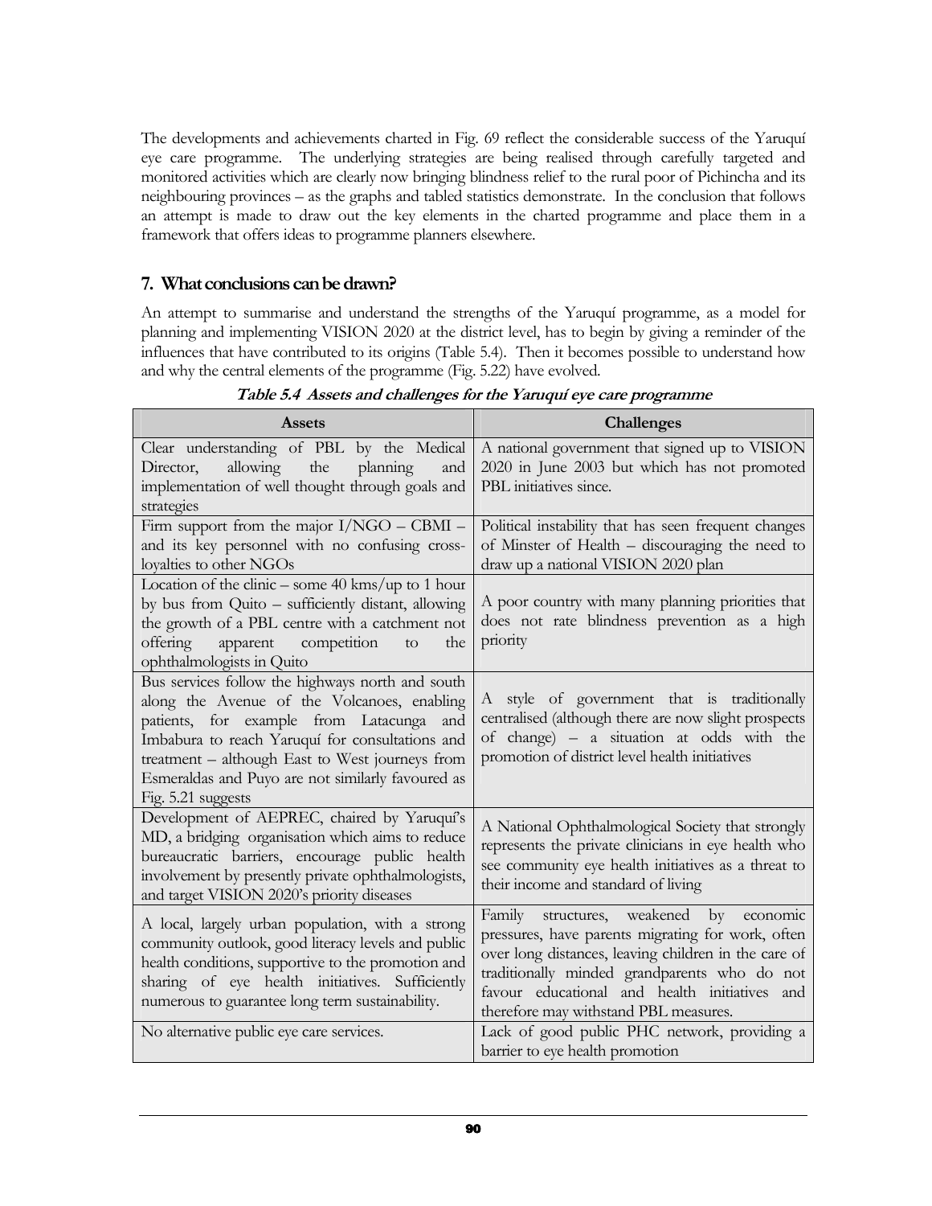The developments and achievements charted in Fig. 69 reflect the considerable success of the Yaruquí eye care programme. The underlying strategies are being realised through carefully targeted and monitored activities which are clearly now bringing blindness relief to the rural poor of Pichincha and its neighbouring provinces – as the graphs and tabled statistics demonstrate. In the conclusion that follows an attempt is made to draw out the key elements in the charted programme and place them in a framework that offers ideas to programme planners elsewhere.

## 7. What conclusions can be drawn?

An attempt to summarise and understand the strengths of the Yaruquí programme, as a model for planning and implementing VISION 2020 at the district level, has to begin by giving a reminder of the influences that have contributed to its origins (Table 5.4). Then it becomes possible to understand how and why the central elements of the programme (Fig. 5.22) have evolved.

***Table 5.4 Assets and challenges for the Yaruquí eye care programme***

| Assets | Challenges |
|---|---|
| Clear understanding of PBL by the Medical Director, allowing the planning and implementation of well thought through goals and strategies | A national government that signed up to VISION 2020 in June 2003 but which has not promoted PBL initiatives since. |
| Firm support from the major I/NGO – CBMI – and its key personnel with no confusing cross-loyalties to other NGOs | Political instability that has seen frequent changes of Minster of Health – discouraging the need to draw up a national VISION 2020 plan |
| Location of the clinic – some 40 kms/up to 1 hour by bus from Quito – sufficiently distant, allowing the growth of a PBL centre with a catchment not offering apparent competition to the ophthalmologists in Quito | A poor country with many planning priorities that does not rate blindness prevention as a high priority |
| Bus services follow the highways north and south along the Avenue of the Volcanoes, enabling patients, for example from Latacunga and Imbabura to reach Yaruquí for consultations and treatment – although East to West journeys from Esmeraldas and Puyo are not similarly favoured as Fig. 5.21 suggests | A style of government that is traditionally centralised (although there are now slight prospects of change) – a situation at odds with the promotion of district level health initiatives |
| Development of AEPREC, chaired by Yaruquí's MD, a bridging organisation which aims to reduce bureaucratic barriers, encourage public health involvement by presently private ophthalmologists, and target VISION 2020's priority diseases | A National Ophthalmological Society that strongly represents the private clinicians in eye health who see community eye health initiatives as a threat to their income and standard of living |
| A local, largely urban population, with a strong community outlook, good literacy levels and public health conditions, supportive to the promotion and sharing of eye health initiatives. Sufficiently numerous to guarantee long term sustainability. | Family structures, weakened by economic pressures, have parents migrating for work, often over long distances, leaving children in the care of traditionally minded grandparents who do not favour educational and health initiatives and therefore may withstand PBL measures. |
| No alternative public eye care services. | Lack of good public PHC network, providing a barrier to eye health promotion |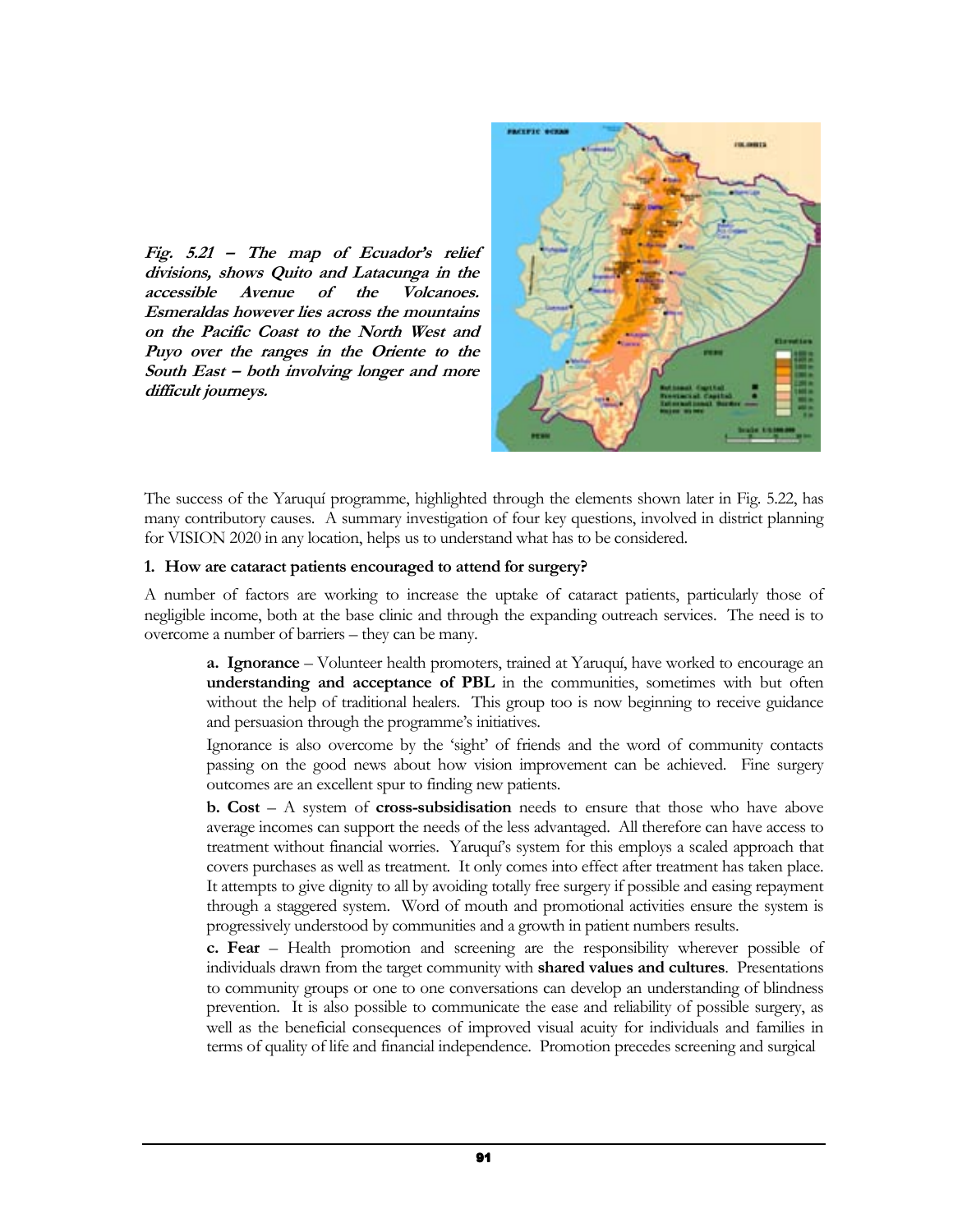***Fig. 5.21 – The map of Ecuador's relief divisions, shows Quito and Latacunga in the accessible Avenue of the Volcanoes. Esmeraldas however lies across the mountains on the Pacific Coast to the North West and Puyo over the ranges in the Oriente to the South East – both involving longer and more difficult journeys.***

The success of the Yaruquí programme, highlighted through the elements shown later in Fig. 5.22, has many contributory causes. A summary investigation of four key questions, involved in district planning for VISION 2020 in any location, helps us to understand what has to be considered.

**1. How are cataract patients encouraged to attend for surgery?**

A number of factors are working to increase the uptake of cataract patients, particularly those of negligible income, both at the base clinic and through the expanding outreach services. The need is to overcome a number of barriers – they can be many.

**a. Ignorance** – Volunteer health promoters, trained at Yaruquí, have worked to encourage an **understanding and acceptance of PBL** in the communities, sometimes with but often without the help of traditional healers. This group too is now beginning to receive guidance and persuasion through the programme's initiatives.

Ignorance is also overcome by the 'sight' of friends and the word of community contacts passing on the good news about how vision improvement can be achieved. Fine surgery outcomes are an excellent spur to finding new patients.

**b. Cost** – A system of **cross-subsidisation** needs to ensure that those who have above average incomes can support the needs of the less advantaged. All therefore can have access to treatment without financial worries. Yaruquí's system for this employs a scaled approach that covers purchases as well as treatment. It only comes into effect after treatment has taken place. It attempts to give dignity to all by avoiding totally free surgery if possible and easing repayment through a staggered system. Word of mouth and promotional activities ensure the system is progressively understood by communities and a growth in patient numbers results.

**c. Fear** – Health promotion and screening are the responsibility wherever possible of individuals drawn from the target community with **shared values and cultures**. Presentations to community groups or one to one conversations can develop an understanding of blindness prevention. It is also possible to communicate the ease and reliability of possible surgery, as well as the beneficial consequences of improved visual acuity for individuals and families in terms of quality of life and financial independence. Promotion precedes screening and surgical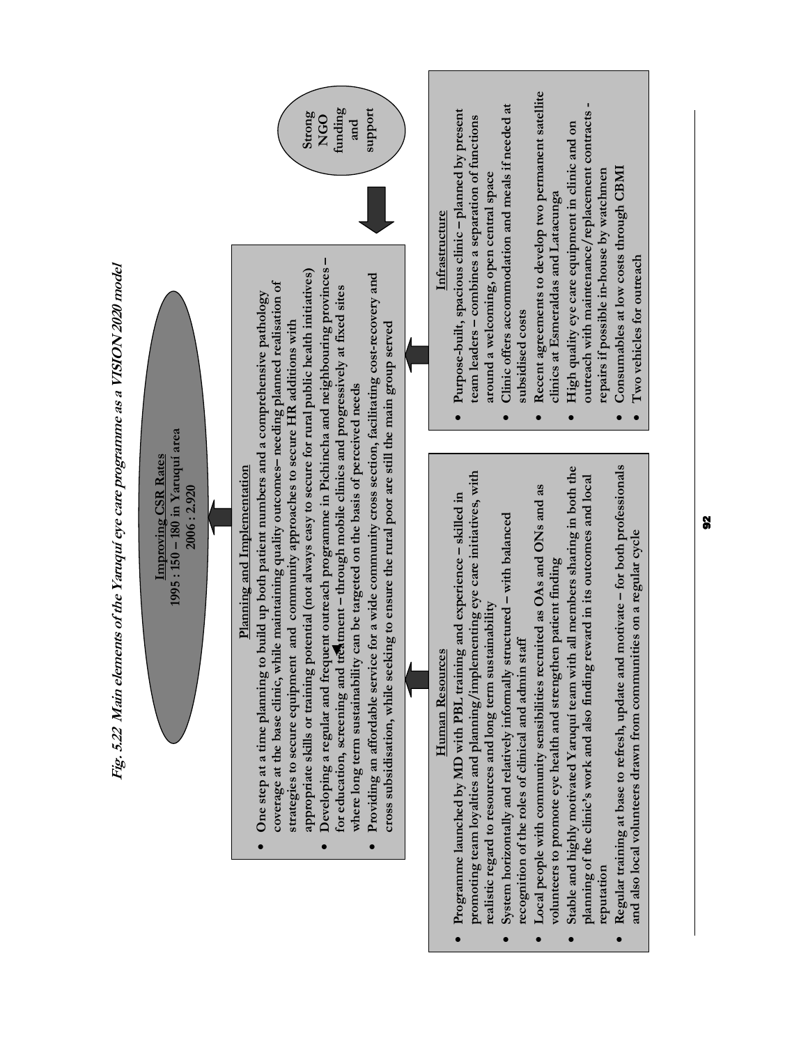***Fig. 5.22 Main elements of the Yaruquí eye care programme as a VISION 2020 model***

**Improving CSR Rates**
**1995 : 150 – 180 in Yaruquí area**
**2006 : 2.920**

**Planning and Implementation**

- **One step at a time planning to build up both patient numbers and a comprehensive pathology coverage at the base clinic, while maintaining quality outcomes– needing planned realisation of strategies to secure equipment and community approaches to secure HR additions with appropriate skills or training potential (not always easy to secure for rural public health initiatives)**
- **Developing a regular and frequent outreach programme in Pichincha and neighbouring provinces – for education, screening and treatment – through mobile clinics and progressively at fixed sites where long term sustainability can be targeted on the basis of perceived needs**
- **Providing an affordable service for a wide community cross section, facilitating cost-recovery and cross subsidisation, while seeking to ensure the rural poor are still the main group served**

**Strong NGO funding and support**

**Human Resources**

- **Programme launched by MD with PBL training and experience – skilled in promoting team loyalties and planning/implementing eye care initiatives, with realistic regard to resources and long term sustainability**
- **System horizontally and relatively informally structured – with balanced recognition of the roles of clinical and admin staff**
- **Local people with community sensibilities recruited as OAs and ONs and as volunteers to promote eye health and strengthen patient finding**
- **Stable and highly motivated Yaruquí team with all members sharing in both the planning of the clinic's work and also finding reward in its outcomes and local reputation**
- **Regular training at base to refresh, update and motivate – for both professionals and also local volunteers drawn from communities on a regular cycle**

**Infrastructure**

- **Purpose-built, spacious clinic – planned by present team leaders – combines a separation of functions around a welcoming, open central space**
- **Clinic offers accommodation and meals if needed at subsidised costs**
- **Recent agreements to develop two permanent satellite clinics at Esmeraldas and Latacunga**
- **High quality eye care equipment in clinic and on outreach with maintenance/replacement contracts - repairs if possible in-house by watchmen**
- **Consumables at low costs through CBMI**
- **Two vehicles for outreach**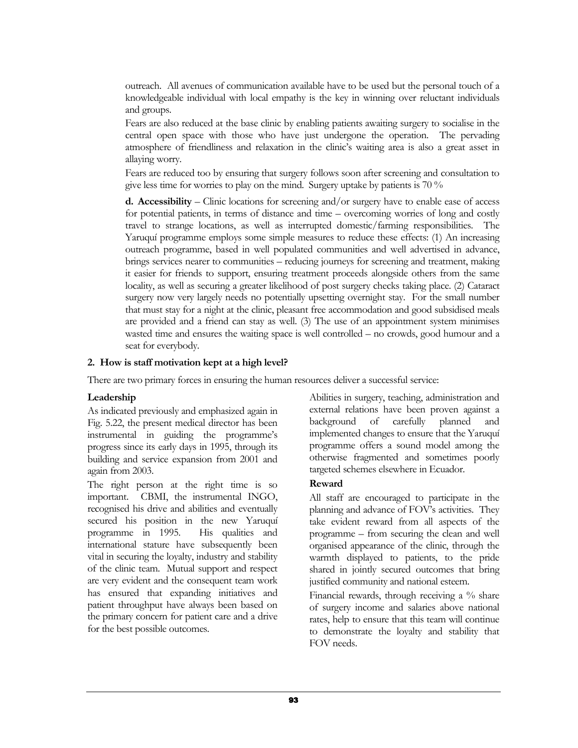outreach. All avenues of communication available have to be used but the personal touch of a knowledgeable individual with local empathy is the key in winning over reluctant individuals and groups.

Fears are also reduced at the base clinic by enabling patients awaiting surgery to socialise in the central open space with those who have just undergone the operation. The pervading atmosphere of friendliness and relaxation in the clinic's waiting area is also a great asset in allaying worry.

Fears are reduced too by ensuring that surgery follows soon after screening and consultation to give less time for worries to play on the mind. Surgery uptake by patients is 70 %

**d. Accessibility** – Clinic locations for screening and/or surgery have to enable ease of access for potential patients, in terms of distance and time – overcoming worries of long and costly travel to strange locations, as well as interrupted domestic/farming responsibilities. The Yaruquí programme employs some simple measures to reduce these effects: (1) An increasing outreach programme, based in well populated communities and well advertised in advance, brings services nearer to communities – reducing journeys for screening and treatment, making it easier for friends to support, ensuring treatment proceeds alongside others from the same locality, as well as securing a greater likelihood of post surgery checks taking place. (2) Cataract surgery now very largely needs no potentially upsetting overnight stay. For the small number that must stay for a night at the clinic, pleasant free accommodation and good subsidised meals are provided and a friend can stay as well. (3) The use of an appointment system minimises wasted time and ensures the waiting space is well controlled – no crowds, good humour and a seat for everybody.

## 2. How is staff motivation kept at a high level?

There are two primary forces in ensuring the human resources deliver a successful service:

### Leadership

As indicated previously and emphasized again in Fig. 5.22, the present medical director has been instrumental in guiding the programme's progress since its early days in 1995, through its building and service expansion from 2001 and again from 2003.

The right person at the right time is so important. CBMI, the instrumental INGO, recognised his drive and abilities and eventually secured his position in the new Yaruquí programme in 1995. His qualities and international stature have subsequently been vital in securing the loyalty, industry and stability of the clinic team. Mutual support and respect are very evident and the consequent team work has ensured that expanding initiatives and patient throughput have always been based on the primary concern for patient care and a drive for the best possible outcomes.

Abilities in surgery, teaching, administration and external relations have been proven against a background of carefully planned and implemented changes to ensure that the Yaruquí programme offers a sound model among the otherwise fragmented and sometimes poorly targeted schemes elsewhere in Ecuador.

### Reward

All staff are encouraged to participate in the planning and advance of FOV's activities. They take evident reward from all aspects of the programme – from securing the clean and well organised appearance of the clinic, through the warmth displayed to patients, to the pride shared in jointly secured outcomes that bring justified community and national esteem.

Financial rewards, through receiving a % share of surgery income and salaries above national rates, help to ensure that this team will continue to demonstrate the loyalty and stability that FOV needs.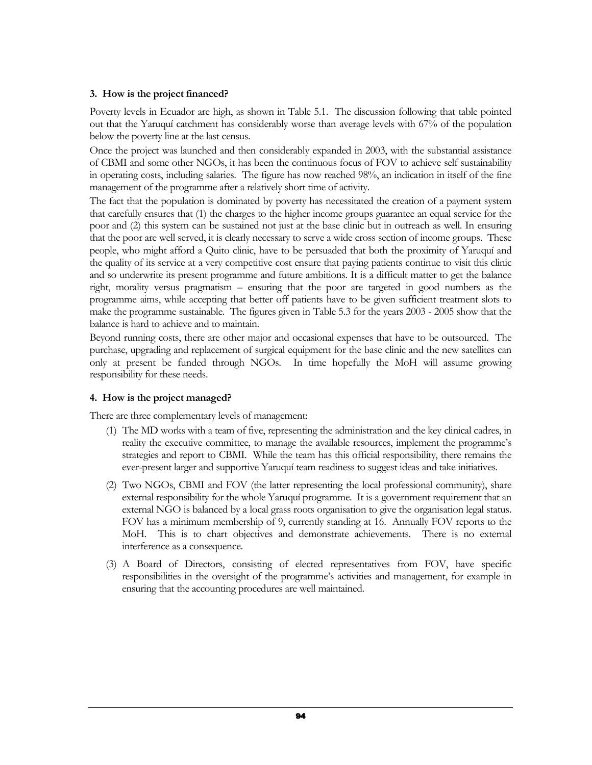**3. How is the project financed?**

Poverty levels in Ecuador are high, as shown in Table 5.1. The discussion following that table pointed out that the Yaruquí catchment has considerably worse than average levels with 67% of the population below the poverty line at the last census.

Once the project was launched and then considerably expanded in 2003, with the substantial assistance of CBMI and some other NGOs, it has been the continuous focus of FOV to achieve self sustainability in operating costs, including salaries. The figure has now reached 98%, an indication in itself of the fine management of the programme after a relatively short time of activity.

The fact that the population is dominated by poverty has necessitated the creation of a payment system that carefully ensures that (1) the charges to the higher income groups guarantee an equal service for the poor and (2) this system can be sustained not just at the base clinic but in outreach as well. In ensuring that the poor are well served, it is clearly necessary to serve a wide cross section of income groups. These people, who might afford a Quito clinic, have to be persuaded that both the proximity of Yaruquí and the quality of its service at a very competitive cost ensure that paying patients continue to visit this clinic and so underwrite its present programme and future ambitions. It is a difficult matter to get the balance right, morality versus pragmatism – ensuring that the poor are targeted in good numbers as the programme aims, while accepting that better off patients have to be given sufficient treatment slots to make the programme sustainable. The figures given in Table 5.3 for the years 2003 - 2005 show that the balance is hard to achieve and to maintain.

Beyond running costs, there are other major and occasional expenses that have to be outsourced. The purchase, upgrading and replacement of surgical equipment for the base clinic and the new satellites can only at present be funded through NGOs. In time hopefully the MoH will assume growing responsibility for these needs.

**4. How is the project managed?**

There are three complementary levels of management:

(1) The MD works with a team of five, representing the administration and the key clinical cadres, in reality the executive committee, to manage the available resources, implement the programme's strategies and report to CBMI. While the team has this official responsibility, there remains the ever-present larger and supportive Yaruquí team readiness to suggest ideas and take initiatives.

(2) Two NGOs, CBMI and FOV (the latter representing the local professional community), share external responsibility for the whole Yaruquí programme. It is a government requirement that an external NGO is balanced by a local grass roots organisation to give the organisation legal status. FOV has a minimum membership of 9, currently standing at 16. Annually FOV reports to the MoH. This is to chart objectives and demonstrate achievements. There is no external interference as a consequence.

(3) A Board of Directors, consisting of elected representatives from FOV, have specific responsibilities in the oversight of the programme's activities and management, for example in ensuring that the accounting procedures are well maintained.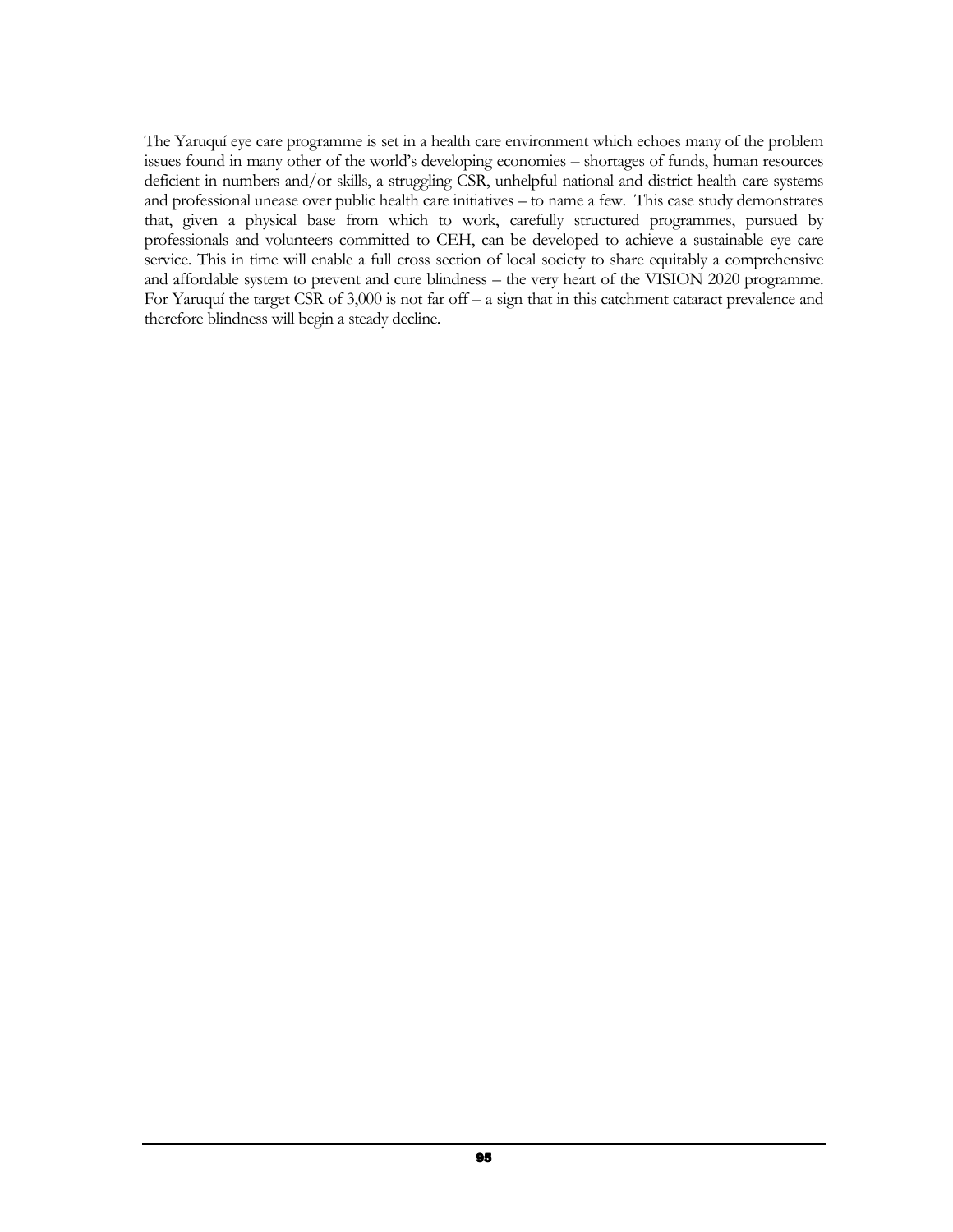The Yaruquí eye care programme is set in a health care environment which echoes many of the problem issues found in many other of the world's developing economies – shortages of funds, human resources deficient in numbers and/or skills, a struggling CSR, unhelpful national and district health care systems and professional unease over public health care initiatives – to name a few. This case study demonstrates that, given a physical base from which to work, carefully structured programmes, pursued by professionals and volunteers committed to CEH, can be developed to achieve a sustainable eye care service. This in time will enable a full cross section of local society to share equitably a comprehensive and affordable system to prevent and cure blindness – the very heart of the VISION 2020 programme. For Yaruquí the target CSR of 3,000 is not far off – a sign that in this catchment cataract prevalence and therefore blindness will begin a steady decline.